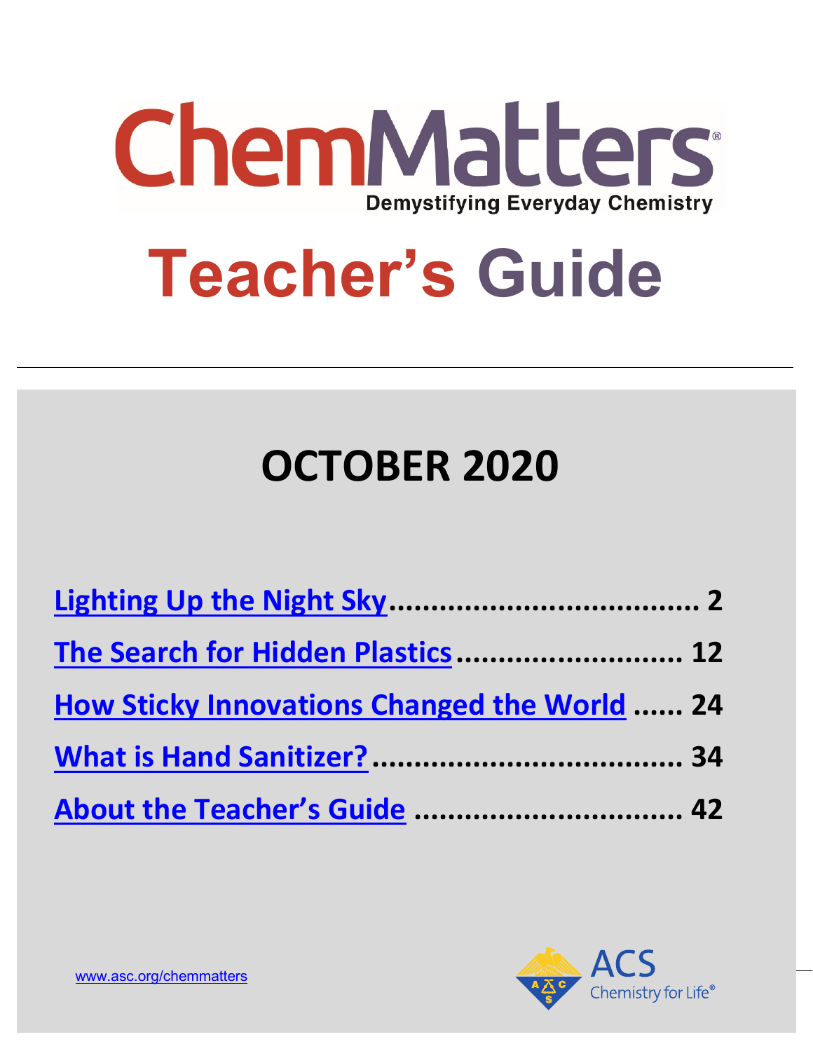# ChemMatters

Demystifying Everyday Chemistry

# Teacher's Guide

## OCTOBER 2020

[Lighting Up the Night Sky](#) .................................... 2

[The Search for Hidden Plastics](#) ........................... 12

[How Sticky Innovations Changed the World](#) ...... 24

[What is Hand Sanitizer?](#) ..................................... 34

[About the Teacher's Guide](#) ................................ 42

www.asc.org/chemmatters

ACS Chemistry for Life®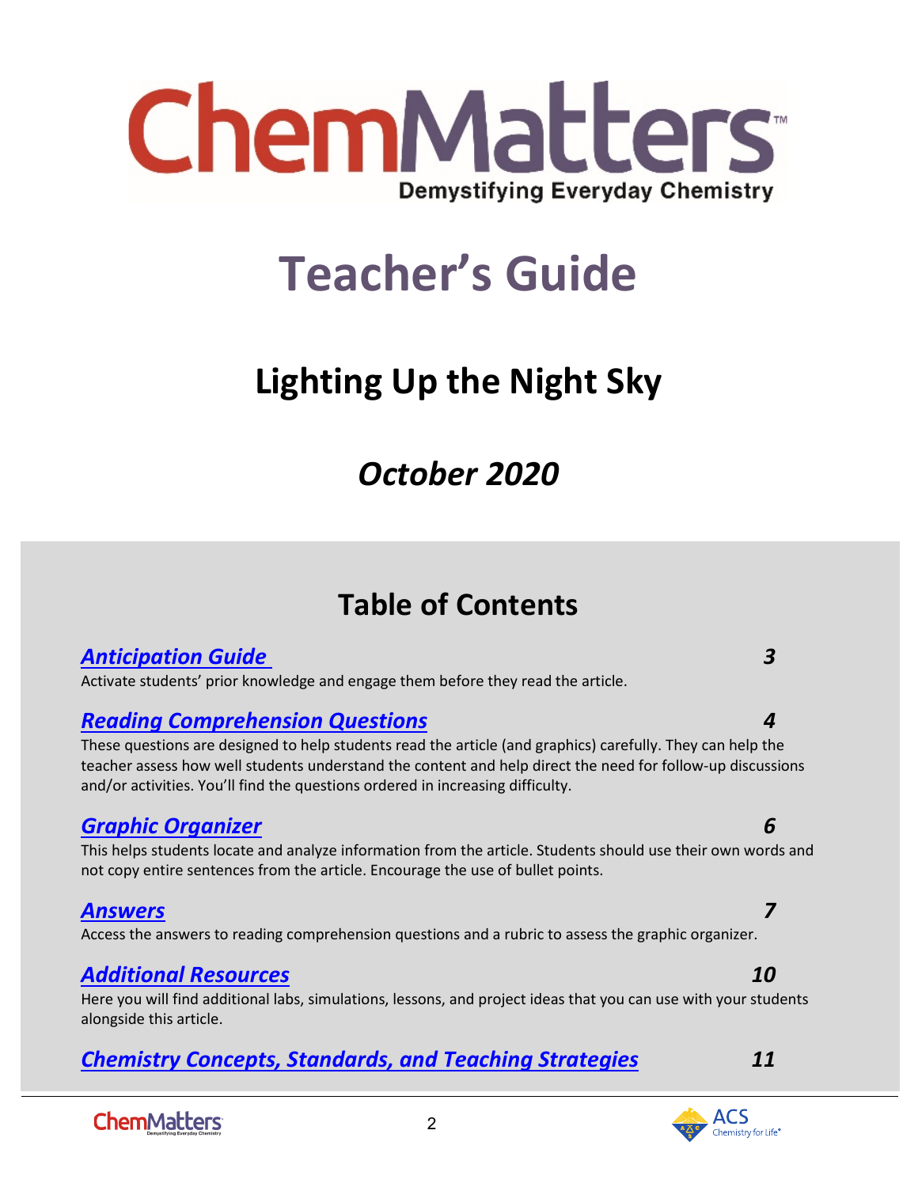# ChemMatters

Demystifying Everyday Chemistry

# Teacher's Guide

## Lighting Up the Night Sky

### *October 2020*

## Table of Contents

***Anticipation Guide*** **3**

Activate students' prior knowledge and engage them before they read the article.

***Reading Comprehension Questions*** **4**

These questions are designed to help students read the article (and graphics) carefully. They can help the teacher assess how well students understand the content and help direct the need for follow-up discussions and/or activities. You'll find the questions ordered in increasing difficulty.

***Graphic Organizer*** **6**

This helps students locate and analyze information from the article. Students should use their own words and not copy entire sentences from the article. Encourage the use of bullet points.

***Answers*** **7**

Access the answers to reading comprehension questions and a rubric to assess the graphic organizer.

***Additional Resources*** **10**

Here you will find additional labs, simulations, lessons, and project ideas that you can use with your students alongside this article.

***Chemistry Concepts, Standards, and Teaching Strategies*** **11**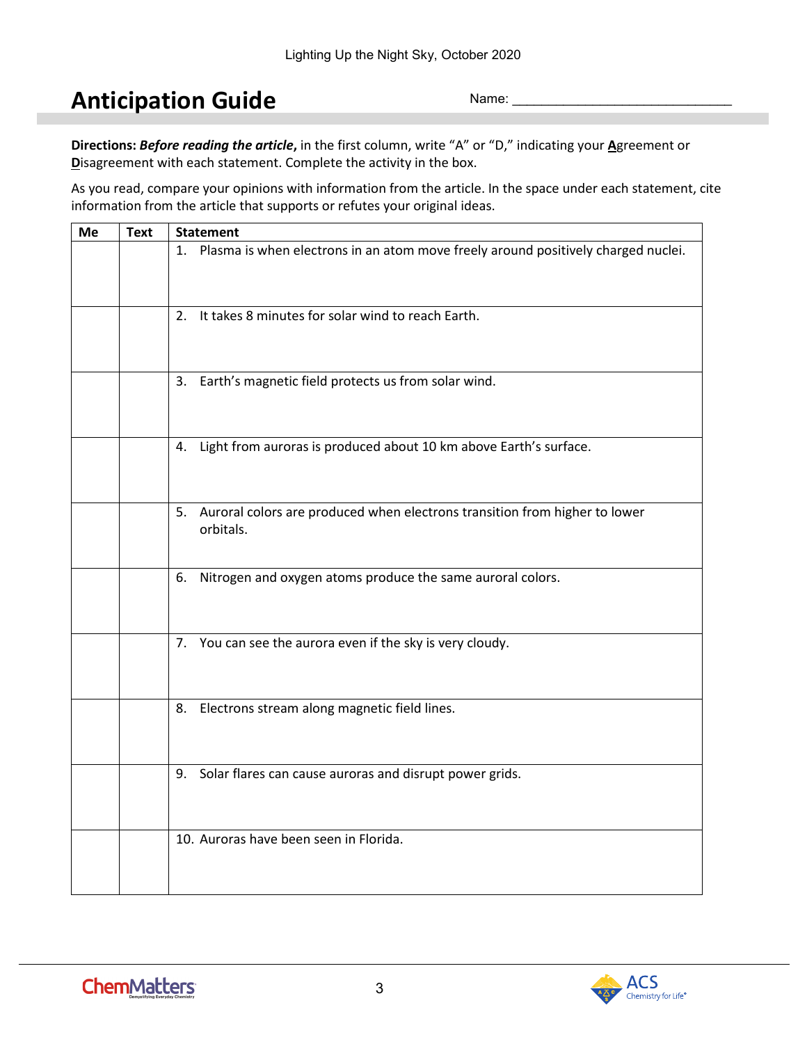# Anticipation Guide

Name: ______________________________

**Directions:** ***Before reading the article*****,** in the first column, write "A" or "D," indicating your **A**greement or **D**isagreement with each statement. Complete the activity in the box.

As you read, compare your opinions with information from the article. In the space under each statement, cite information from the article that supports or refutes your original ideas.

| Me | Text | Statement |
|---|---|---|
| | | 1. Plasma is when electrons in an atom move freely around positively charged nuclei. |
| | | 2. It takes 8 minutes for solar wind to reach Earth. |
| | | 3. Earth's magnetic field protects us from solar wind. |
| | | 4. Light from auroras is produced about 10 km above Earth's surface. |
| | | 5. Auroral colors are produced when electrons transition from higher to lower orbitals. |
| | | 6. Nitrogen and oxygen atoms produce the same auroral colors. |
| | | 7. You can see the aurora even if the sky is very cloudy. |
| | | 8. Electrons stream along magnetic field lines. |
| | | 9. Solar flares can cause auroras and disrupt power grids. |
| | | 10. Auroras have been seen in Florida. |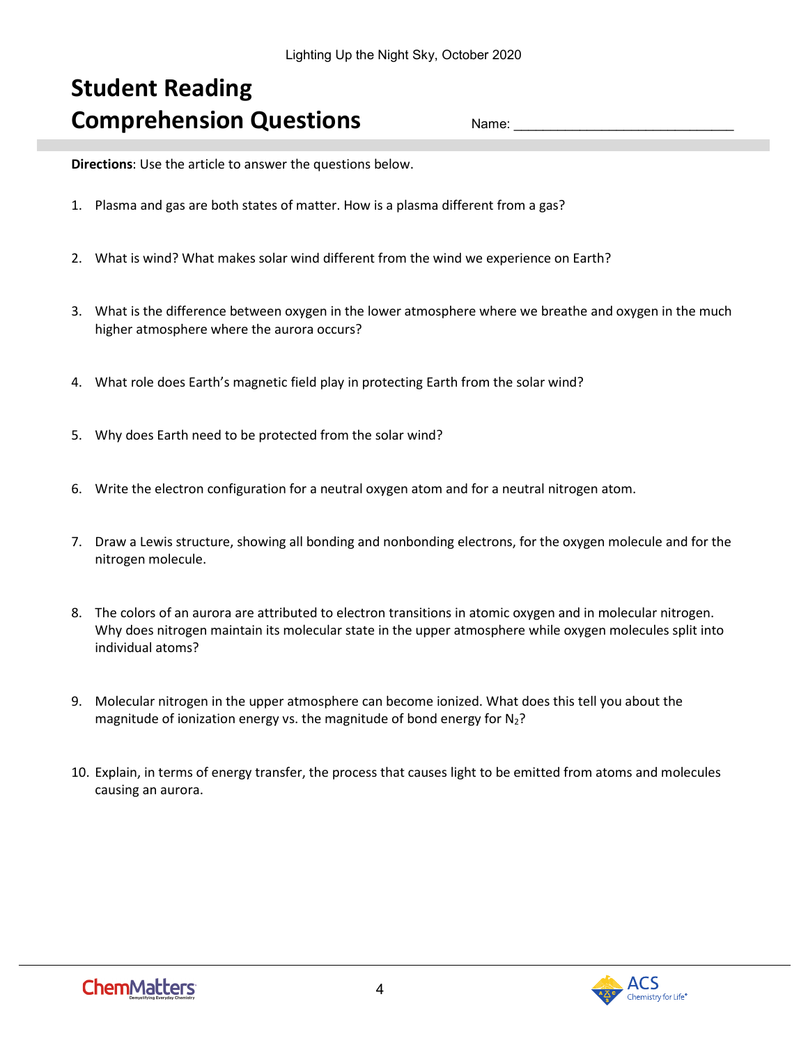# Student Reading Comprehension Questions

Name: ______________________________

**Directions**: Use the article to answer the questions below.

1. Plasma and gas are both states of matter. How is a plasma different from a gas?

2. What is wind? What makes solar wind different from the wind we experience on Earth?

3. What is the difference between oxygen in the lower atmosphere where we breathe and oxygen in the much higher atmosphere where the aurora occurs?

4. What role does Earth's magnetic field play in protecting Earth from the solar wind?

5. Why does Earth need to be protected from the solar wind?

6. Write the electron configuration for a neutral oxygen atom and for a neutral nitrogen atom.

7. Draw a Lewis structure, showing all bonding and nonbonding electrons, for the oxygen molecule and for the nitrogen molecule.

8. The colors of an aurora are attributed to electron transitions in atomic oxygen and in molecular nitrogen. Why does nitrogen maintain its molecular state in the upper atmosphere while oxygen molecules split into individual atoms?

9. Molecular nitrogen in the upper atmosphere can become ionized. What does this tell you about the magnitude of ionization energy vs. the magnitude of bond energy for $N_2$?

10. Explain, in terms of energy transfer, the process that causes light to be emitted from atoms and molecules causing an aurora.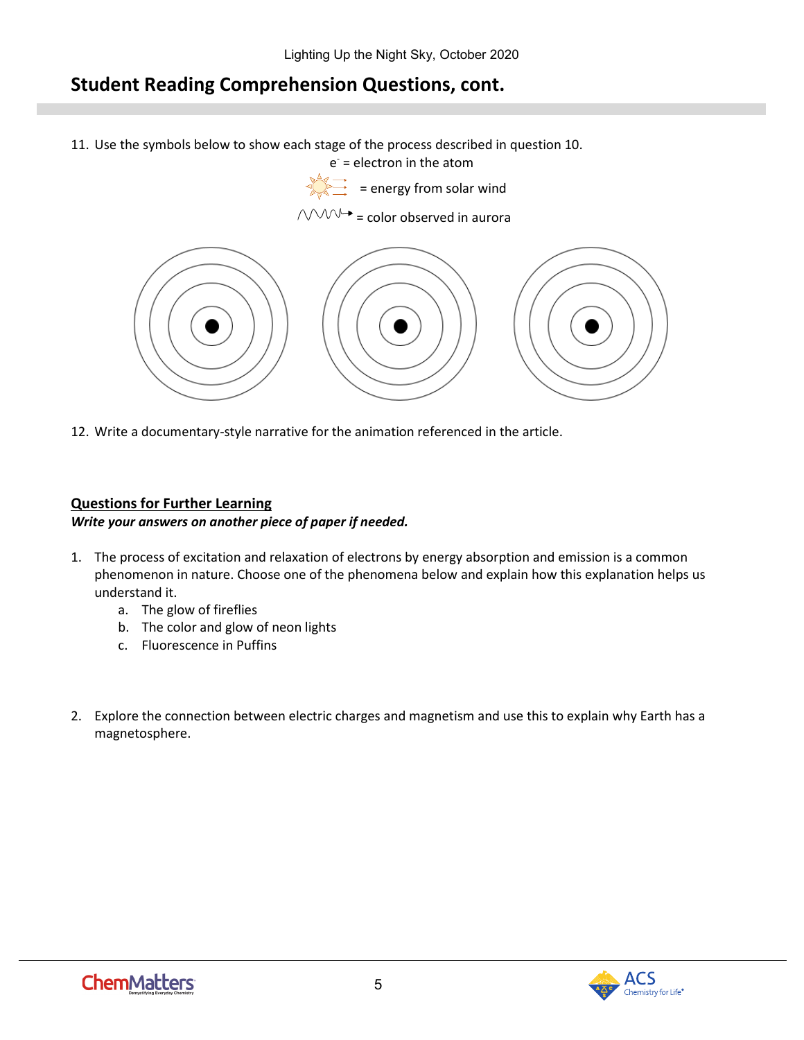## Student Reading Comprehension Questions, cont.

11. Use the symbols below to show each stage of the process described in question 10.

$e^-$ = electron in the atom

= energy from solar wind

= color observed in aurora

12. Write a documentary-style narrative for the animation referenced in the article.

**Questions for Further Learning**

***Write your answers on another piece of paper if needed.***

1. The process of excitation and relaxation of electrons by energy absorption and emission is a common phenomenon in nature. Choose one of the phenomena below and explain how this explanation helps us understand it.
   a. The glow of fireflies
   b. The color and glow of neon lights
   c. Fluorescence in Puffins

2. Explore the connection between electric charges and magnetism and use this to explain why Earth has a magnetosphere.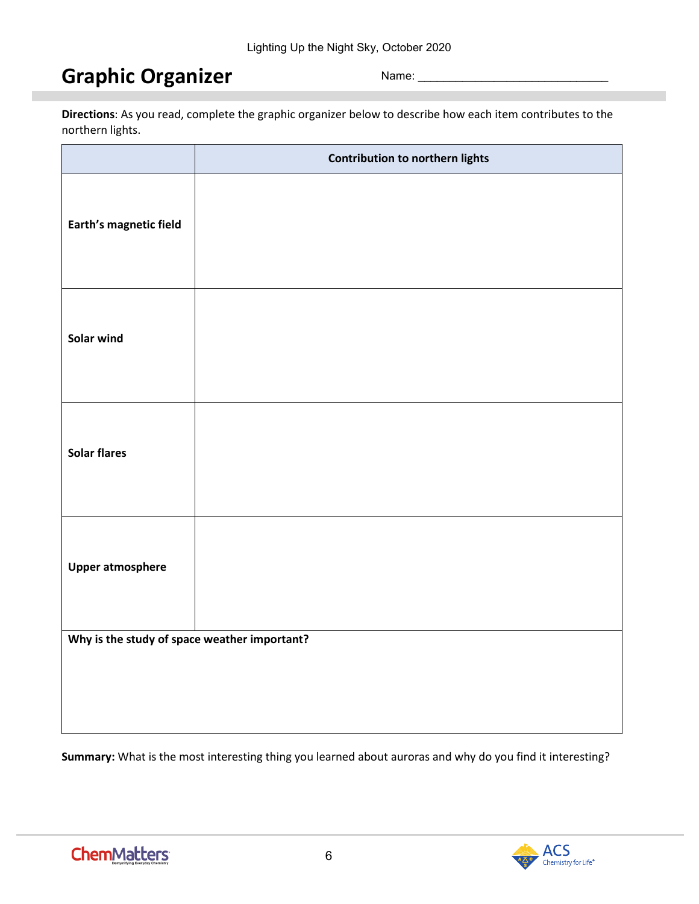# Graphic Organizer

Name: ______________________________

**Directions**: As you read, complete the graphic organizer below to describe how each item contributes to the northern lights.

| | Contribution to northern lights |
|---|---|
| **Earth's magnetic field** | |
| **Solar wind** | |
| **Solar flares** | |
| **Upper atmosphere** | |
| **Why is the study of space weather important?** | |

**Summary:** What is the most interesting thing you learned about auroras and why do you find it interesting?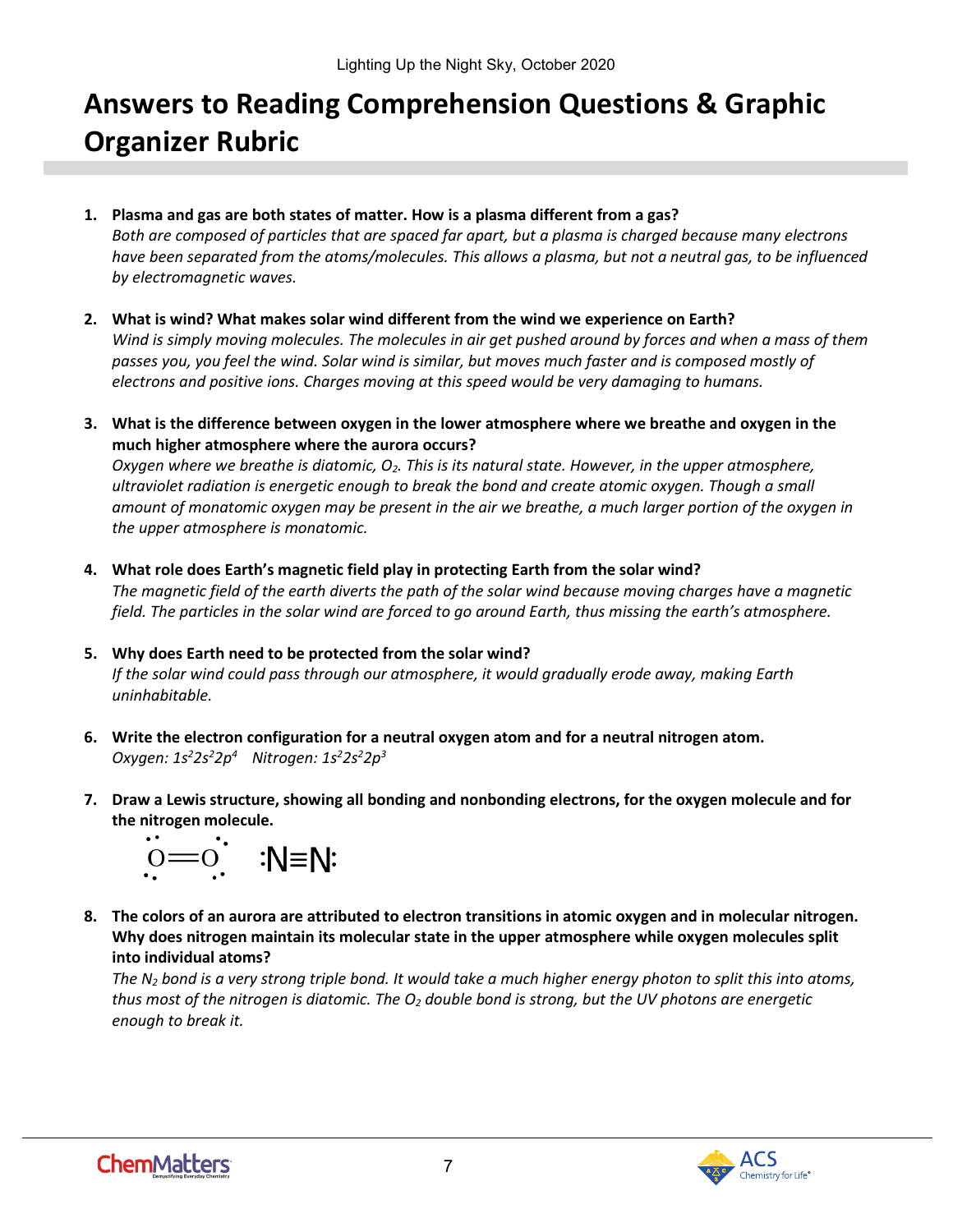# Answers to Reading Comprehension Questions & Graphic Organizer Rubric

1. **Plasma and gas are both states of matter. How is a plasma different from a gas?**
   *Both are composed of particles that are spaced far apart, but a plasma is charged because many electrons have been separated from the atoms/molecules. This allows a plasma, but not a neutral gas, to be influenced by electromagnetic waves.*

2. **What is wind? What makes solar wind different from the wind we experience on Earth?**
   *Wind is simply moving molecules. The molecules in air get pushed around by forces and when a mass of them passes you, you feel the wind. Solar wind is similar, but moves much faster and is composed mostly of electrons and positive ions. Charges moving at this speed would be very damaging to humans.*

3. **What is the difference between oxygen in the lower atmosphere where we breathe and oxygen in the much higher atmosphere where the aurora occurs?**
   *Oxygen where we breathe is diatomic, $O_2$. This is its natural state. However, in the upper atmosphere, ultraviolet radiation is energetic enough to break the bond and create atomic oxygen. Though a small amount of monatomic oxygen may be present in the air we breathe, a much larger portion of the oxygen in the upper atmosphere is monatomic.*

4. **What role does Earth's magnetic field play in protecting Earth from the solar wind?**
   *The magnetic field of the earth diverts the path of the solar wind because moving charges have a magnetic field. The particles in the solar wind are forced to go around Earth, thus missing the earth's atmosphere.*

5. **Why does Earth need to be protected from the solar wind?**
   *If the solar wind could pass through our atmosphere, it would gradually erode away, making Earth uninhabitable.*

6. **Write the electron configuration for a neutral oxygen atom and for a neutral nitrogen atom.**
   *Oxygen: $1s^2 2s^2 2p^4$ Nitrogen: $1s^2 2s^2 2p^3$*

7. **Draw a Lewis structure, showing all bonding and nonbonding electrons, for the oxygen molecule and for the nitrogen molecule.**

   $\ddot{\underset{\cdot\cdot}{O}}=\ddot{\underset{\cdot\cdot}{O}}$ :N≡N:

8. **The colors of an aurora are attributed to electron transitions in atomic oxygen and in molecular nitrogen. Why does nitrogen maintain its molecular state in the upper atmosphere while oxygen molecules split into individual atoms?**
   *The $N_2$ bond is a very strong triple bond. It would take a much higher energy photon to split this into atoms, thus most of the nitrogen is diatomic. The $O_2$ double bond is strong, but the UV photons are energetic enough to break it.*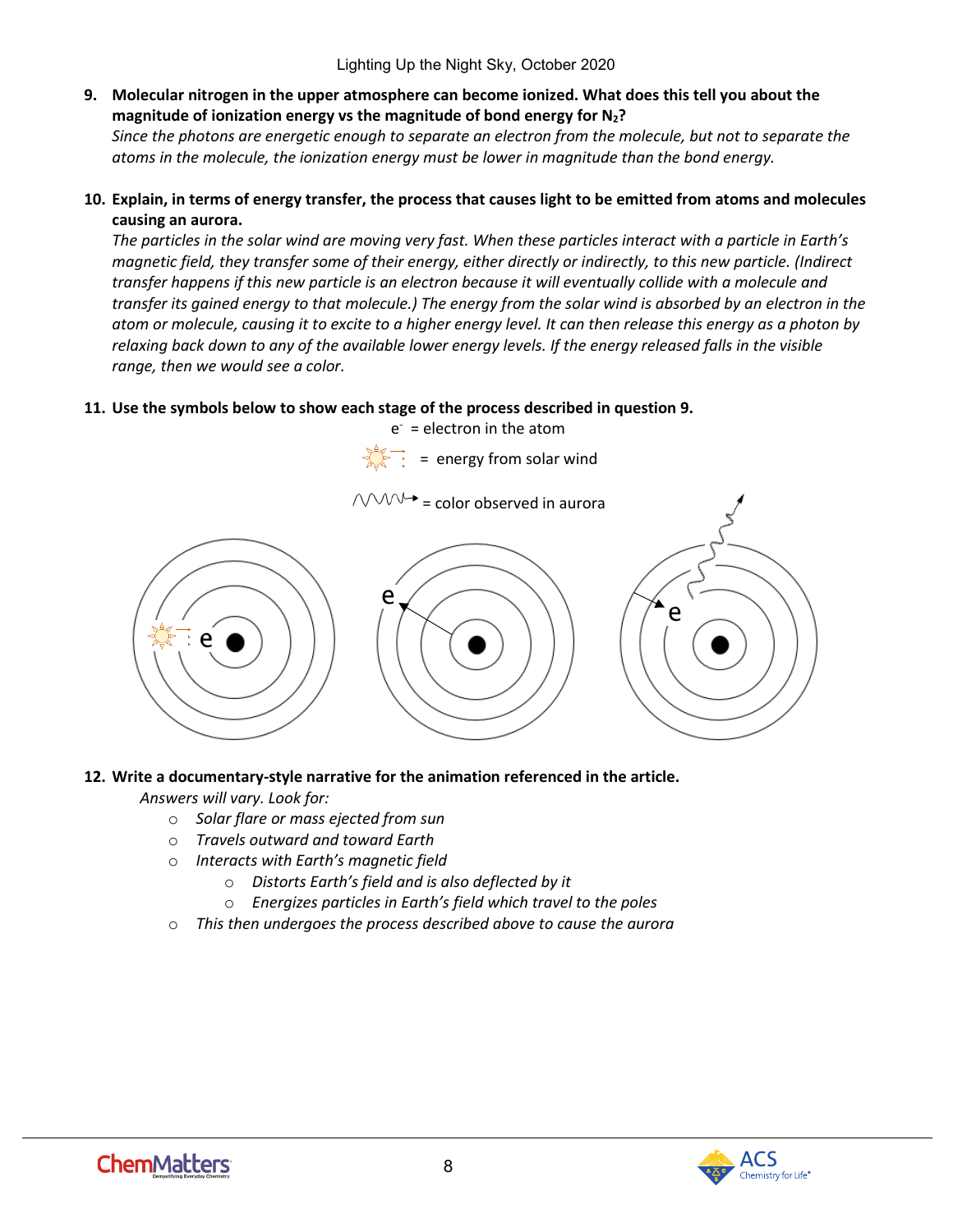9. **Molecular nitrogen in the upper atmosphere can become ionized. What does this tell you about the magnitude of ionization energy vs the magnitude of bond energy for $N_2$?**
   *Since the photons are energetic enough to separate an electron from the molecule, but not to separate the atoms in the molecule, the ionization energy must be lower in magnitude than the bond energy.*

10. **Explain, in terms of energy transfer, the process that causes light to be emitted from atoms and molecules causing an aurora.**
    *The particles in the solar wind are moving very fast. When these particles interact with a particle in Earth's magnetic field, they transfer some of their energy, either directly or indirectly, to this new particle. (Indirect transfer happens if this new particle is an electron because it will eventually collide with a molecule and transfer its gained energy to that molecule.) The energy from the solar wind is absorbed by an electron in the atom or molecule, causing it to excite to a higher energy level. It can then release this energy as a photon by relaxing back down to any of the available lower energy levels. If the energy released falls in the visible range, then we would see a color.*

11. **Use the symbols below to show each stage of the process described in question 9.**

    $e^-$ = electron in the atom

    = energy from solar wind

    = color observed in aurora

12. **Write a documentary-style narrative for the animation referenced in the article.**
    *Answers will vary. Look for:*
    - *Solar flare or mass ejected from sun*
    - *Travels outward and toward Earth*
    - *Interacts with Earth's magnetic field*
      - *Distorts Earth's field and is also deflected by it*
      - *Energizes particles in Earth's field which travel to the poles*
    - *This then undergoes the process described above to cause the aurora*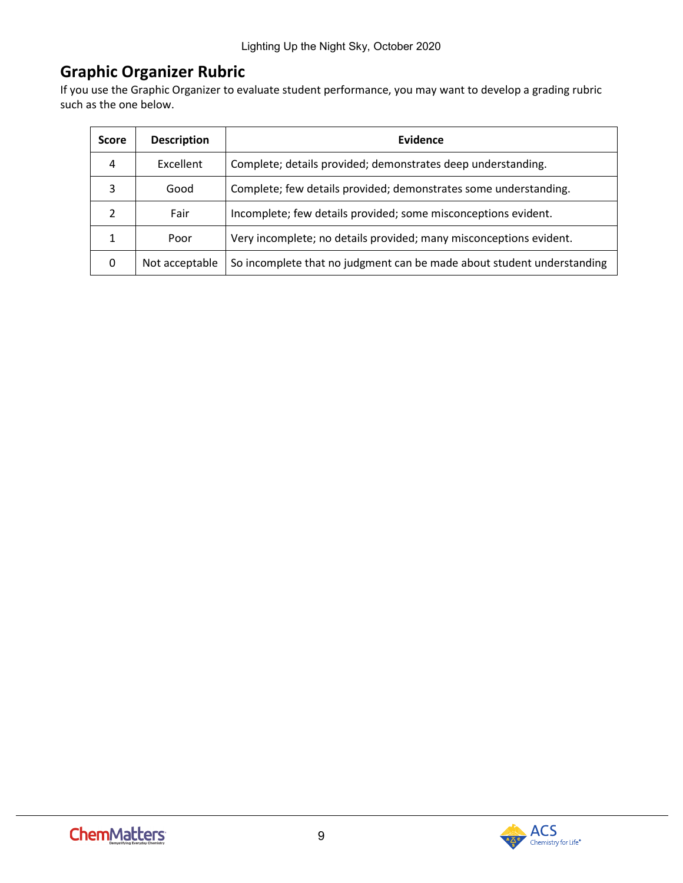## Graphic Organizer Rubric

If you use the Graphic Organizer to evaluate student performance, you may want to develop a grading rubric such as the one below.

| Score | Description | Evidence |
|---|---|---|
| 4 | Excellent | Complete; details provided; demonstrates deep understanding. |
| 3 | Good | Complete; few details provided; demonstrates some understanding. |
| 2 | Fair | Incomplete; few details provided; some misconceptions evident. |
| 1 | Poor | Very incomplete; no details provided; many misconceptions evident. |
| 0 | Not acceptable | So incomplete that no judgment can be made about student understanding |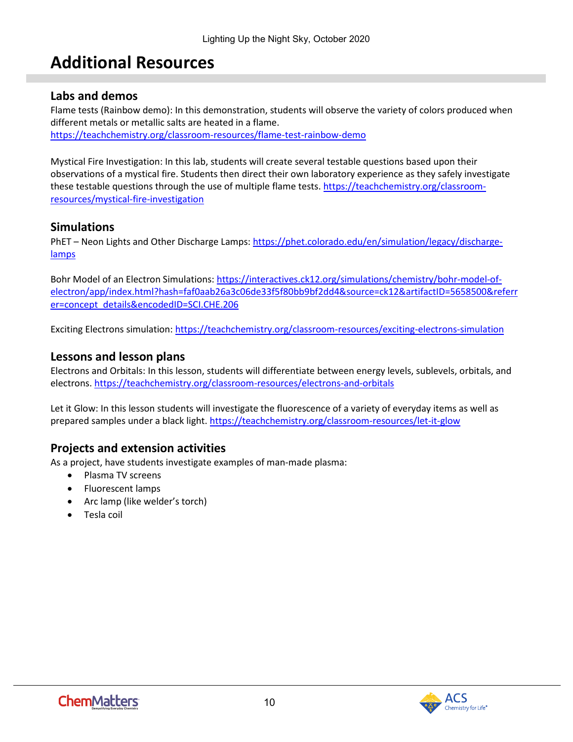# Additional Resources

## Labs and demos

Flame tests (Rainbow demo): In this demonstration, students will observe the variety of colors produced when different metals or metallic salts are heated in a flame.
https://teachchemistry.org/classroom-resources/flame-test-rainbow-demo

Mystical Fire Investigation: In this lab, students will create several testable questions based upon their observations of a mystical fire. Students then direct their own laboratory experience as they safely investigate these testable questions through the use of multiple flame tests. https://teachchemistry.org/classroom-resources/mystical-fire-investigation

## Simulations

PhET – Neon Lights and Other Discharge Lamps: https://phet.colorado.edu/en/simulation/legacy/discharge-lamps

Bohr Model of an Electron Simulations: https://interactives.ck12.org/simulations/chemistry/bohr-model-of-electron/app/index.html?hash=faf0aab26a3c06de33f5f80bb9bf2dd4&source=ck12&artifactID=5658500&referrer=concept_details&encodedID=SCI.CHE.206

Exciting Electrons simulation: https://teachchemistry.org/classroom-resources/exciting-electrons-simulation

## Lessons and lesson plans

Electrons and Orbitals: In this lesson, students will differentiate between energy levels, sublevels, orbitals, and electrons. https://teachchemistry.org/classroom-resources/electrons-and-orbitals

Let it Glow: In this lesson students will investigate the fluorescence of a variety of everyday items as well as prepared samples under a black light. https://teachchemistry.org/classroom-resources/let-it-glow

## Projects and extension activities

As a project, have students investigate examples of man-made plasma:

- Plasma TV screens
- Fluorescent lamps
- Arc lamp (like welder's torch)
- Tesla coil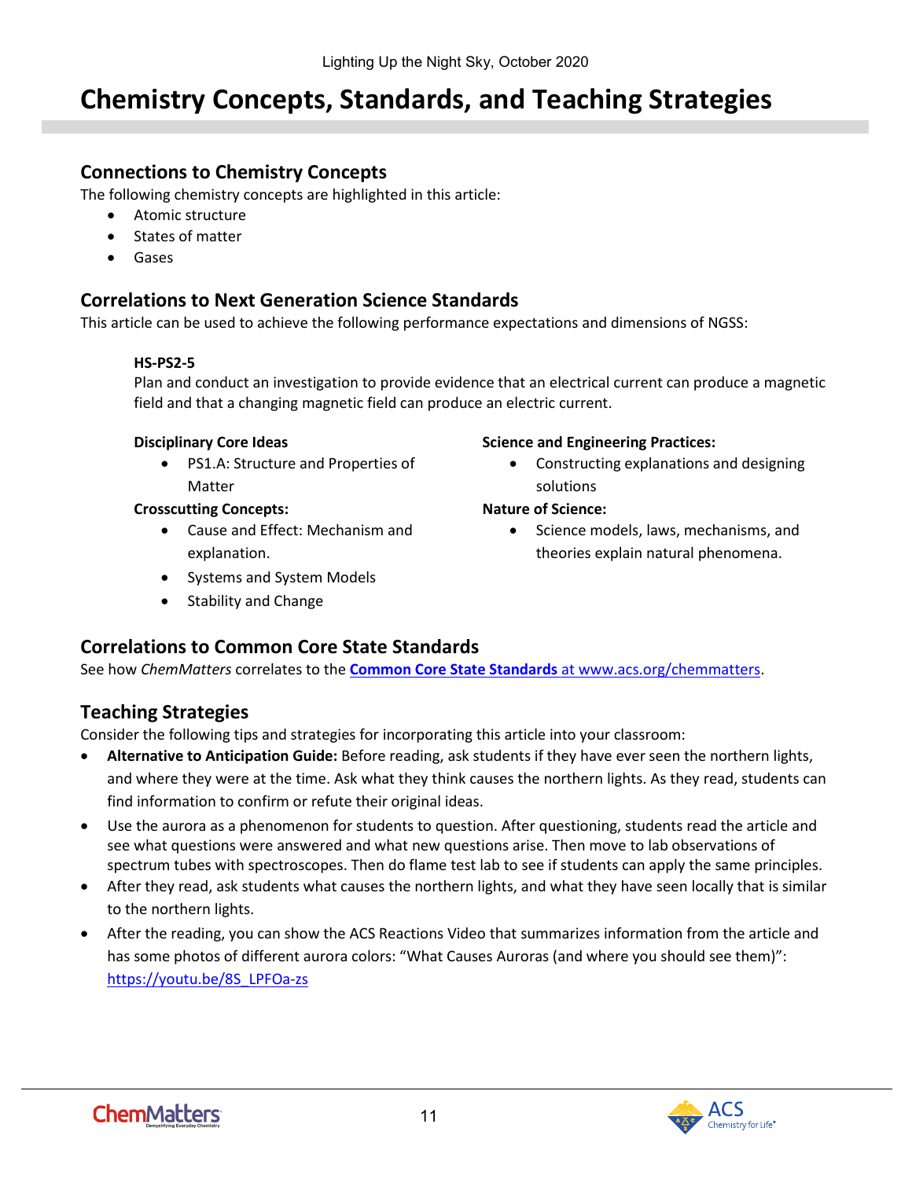# Chemistry Concepts, Standards, and Teaching Strategies

## Connections to Chemistry Concepts

The following chemistry concepts are highlighted in this article:

- Atomic structure
- States of matter
- Gases

## Correlations to Next Generation Science Standards

This article can be used to achieve the following performance expectations and dimensions of NGSS:

**HS-PS2-5**
Plan and conduct an investigation to provide evidence that an electrical current can produce a magnetic field and that a changing magnetic field can produce an electric current.

**Disciplinary Core Ideas**

- PS1.A: Structure and Properties of Matter

**Crosscutting Concepts:**

- Cause and Effect: Mechanism and explanation.
- Systems and System Models
- Stability and Change

**Science and Engineering Practices:**

- Constructing explanations and designing solutions

**Nature of Science:**

- Science models, laws, mechanisms, and theories explain natural phenomena.

## Correlations to Common Core State Standards

See how *ChemMatters* correlates to the **Common Core State Standards** at www.acs.org/chemmatters.

## Teaching Strategies

Consider the following tips and strategies for incorporating this article into your classroom:

- **Alternative to Anticipation Guide:** Before reading, ask students if they have ever seen the northern lights, and where they were at the time. Ask what they think causes the northern lights. As they read, students can find information to confirm or refute their original ideas.
- Use the aurora as a phenomenon for students to question. After questioning, students read the article and see what questions were answered and what new questions arise. Then move to lab observations of spectrum tubes with spectroscopes. Then do flame test lab to see if students can apply the same principles.
- After they read, ask students what causes the northern lights, and what they have seen locally that is similar to the northern lights.
- After the reading, you can show the ACS Reactions Video that summarizes information from the article and has some photos of different aurora colors: "What Causes Auroras (and where you should see them)": https://youtu.be/8S_LPFOa-zs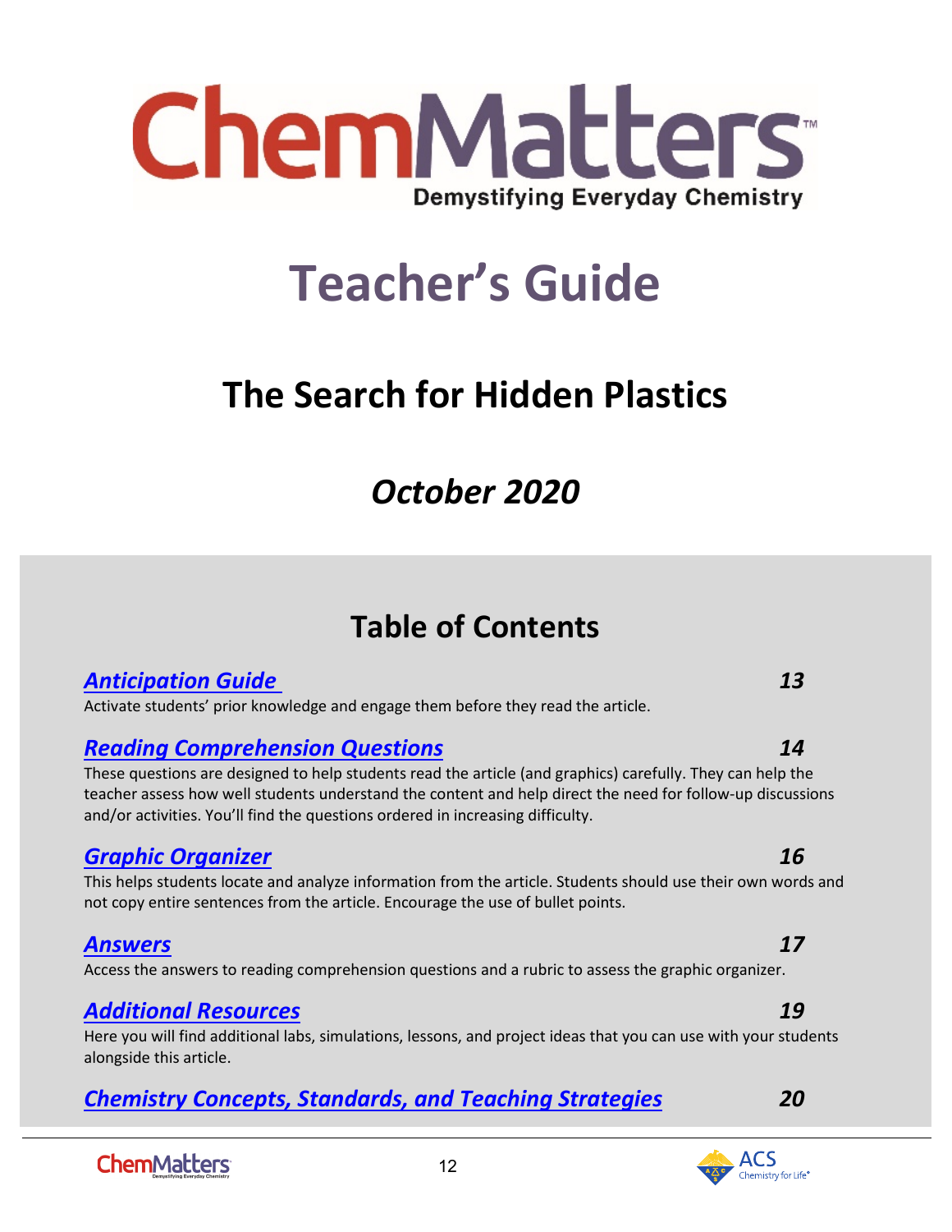# ChemMatters

Demystifying Everyday Chemistry

# Teacher's Guide

## The Search for Hidden Plastics

## *October 2020*

## Table of Contents

***Anticipation Guide*** — ***13***

Activate students' prior knowledge and engage them before they read the article.

***Reading Comprehension Questions*** — ***14***

These questions are designed to help students read the article (and graphics) carefully. They can help the teacher assess how well students understand the content and help direct the need for follow-up discussions and/or activities. You'll find the questions ordered in increasing difficulty.

***Graphic Organizer*** — ***16***

This helps students locate and analyze information from the article. Students should use their own words and not copy entire sentences from the article. Encourage the use of bullet points.

***Answers*** — ***17***

Access the answers to reading comprehension questions and a rubric to assess the graphic organizer.

***Additional Resources*** — ***19***

Here you will find additional labs, simulations, lessons, and project ideas that you can use with your students alongside this article.

***Chemistry Concepts, Standards, and Teaching Strategies*** — ***20***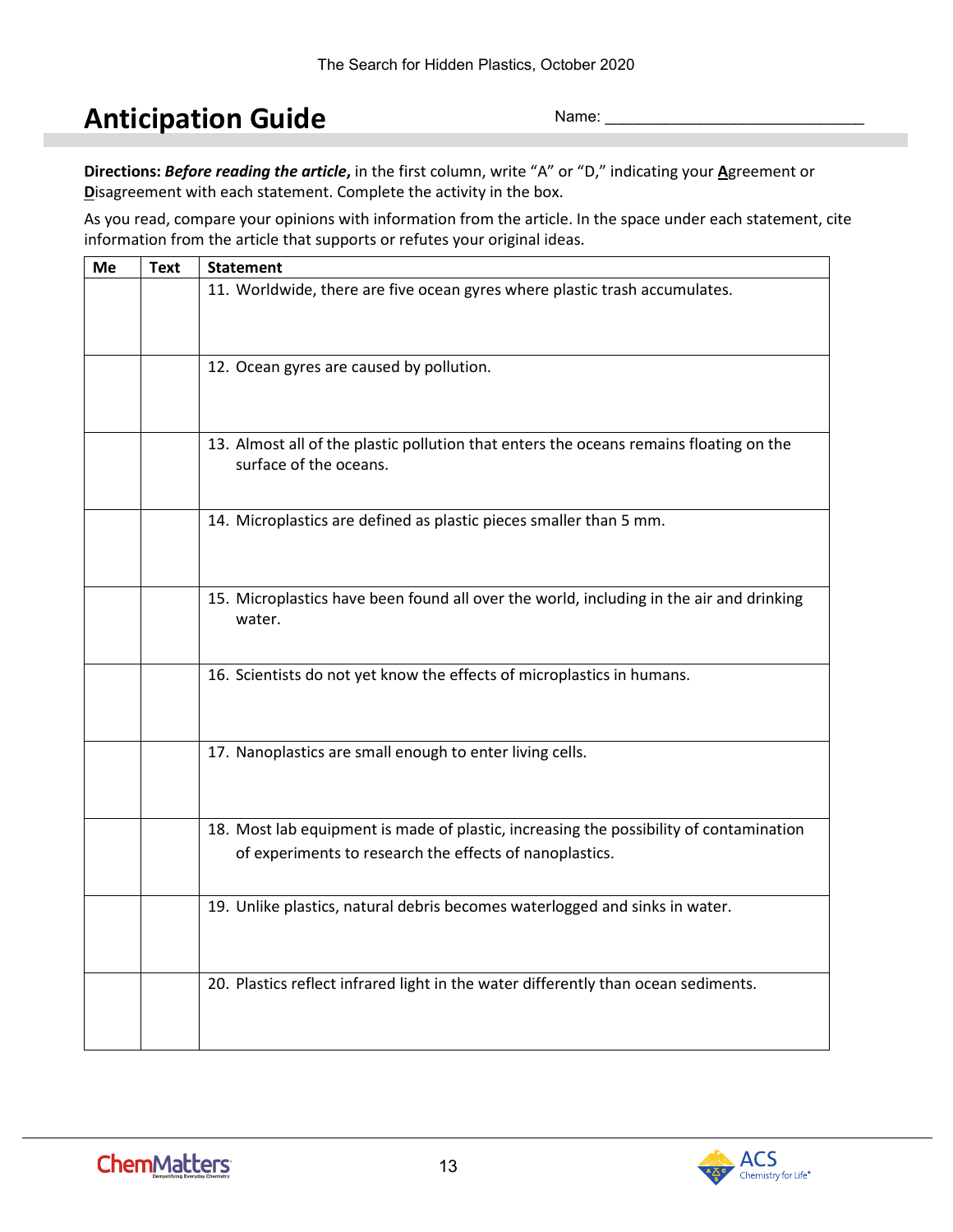## Anticipation Guide

Name: ______________________________

**Directions:** ***Before reading the article*****,** in the first column, write "A" or "D," indicating your **A**greement or **D**isagreement with each statement. Complete the activity in the box.

As you read, compare your opinions with information from the article. In the space under each statement, cite information from the article that supports or refutes your original ideas.

| Me | Text | Statement |
|---|---|---|
| | | 11. Worldwide, there are five ocean gyres where plastic trash accumulates. |
| | | 12. Ocean gyres are caused by pollution. |
| | | 13. Almost all of the plastic pollution that enters the oceans remains floating on the surface of the oceans. |
| | | 14. Microplastics are defined as plastic pieces smaller than 5 mm. |
| | | 15. Microplastics have been found all over the world, including in the air and drinking water. |
| | | 16. Scientists do not yet know the effects of microplastics in humans. |
| | | 17. Nanoplastics are small enough to enter living cells. |
| | | 18. Most lab equipment is made of plastic, increasing the possibility of contamination of experiments to research the effects of nanoplastics. |
| | | 19. Unlike plastics, natural debris becomes waterlogged and sinks in water. |
| | | 20. Plastics reflect infrared light in the water differently than ocean sediments. |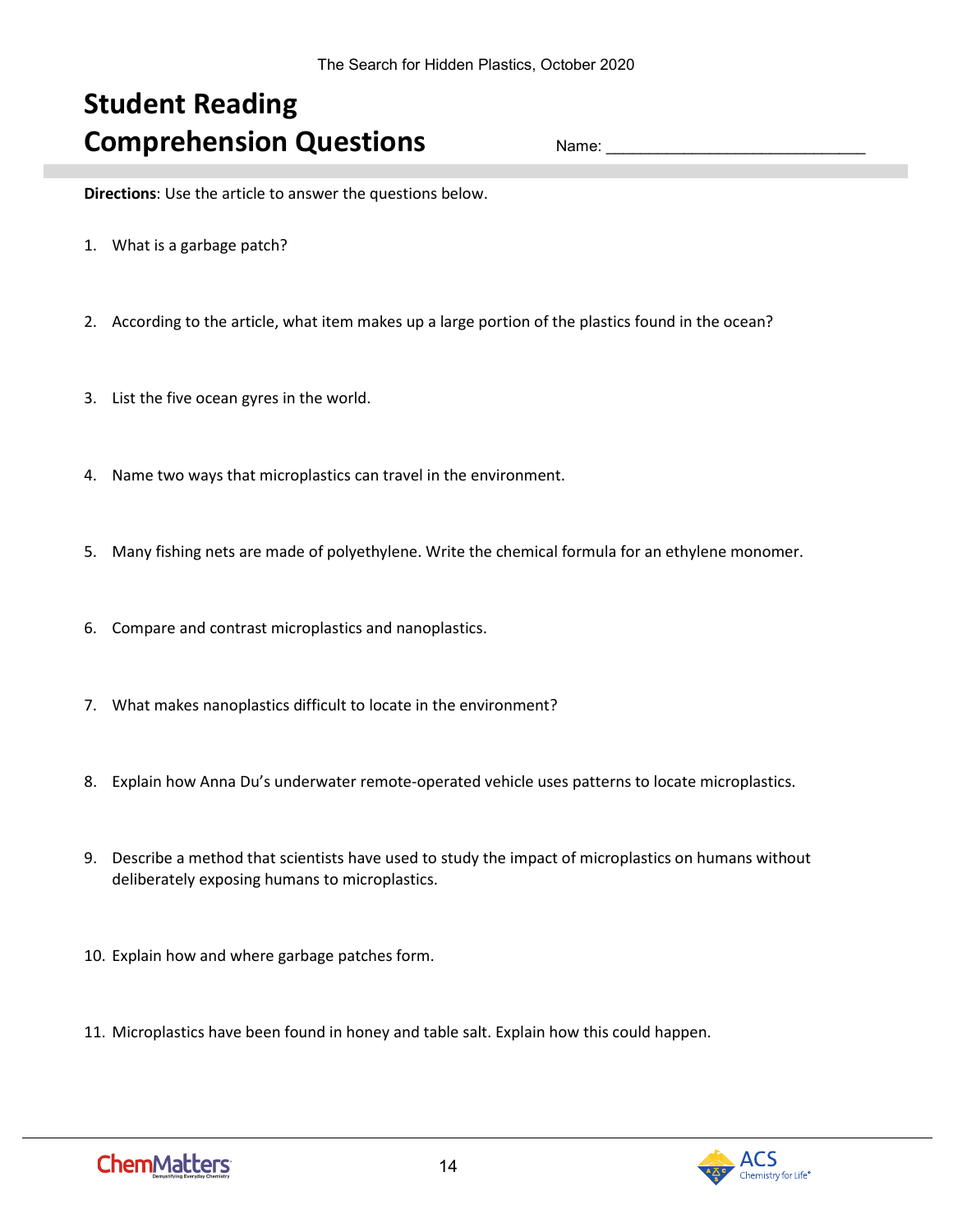# Student Reading Comprehension Questions

Name: ______________________________

**Directions**: Use the article to answer the questions below.

1. What is a garbage patch?

2. According to the article, what item makes up a large portion of the plastics found in the ocean?

3. List the five ocean gyres in the world.

4. Name two ways that microplastics can travel in the environment.

5. Many fishing nets are made of polyethylene. Write the chemical formula for an ethylene monomer.

6. Compare and contrast microplastics and nanoplastics.

7. What makes nanoplastics difficult to locate in the environment?

8. Explain how Anna Du's underwater remote-operated vehicle uses patterns to locate microplastics.

9. Describe a method that scientists have used to study the impact of microplastics on humans without deliberately exposing humans to microplastics.

10. Explain how and where garbage patches form.

11. Microplastics have been found in honey and table salt. Explain how this could happen.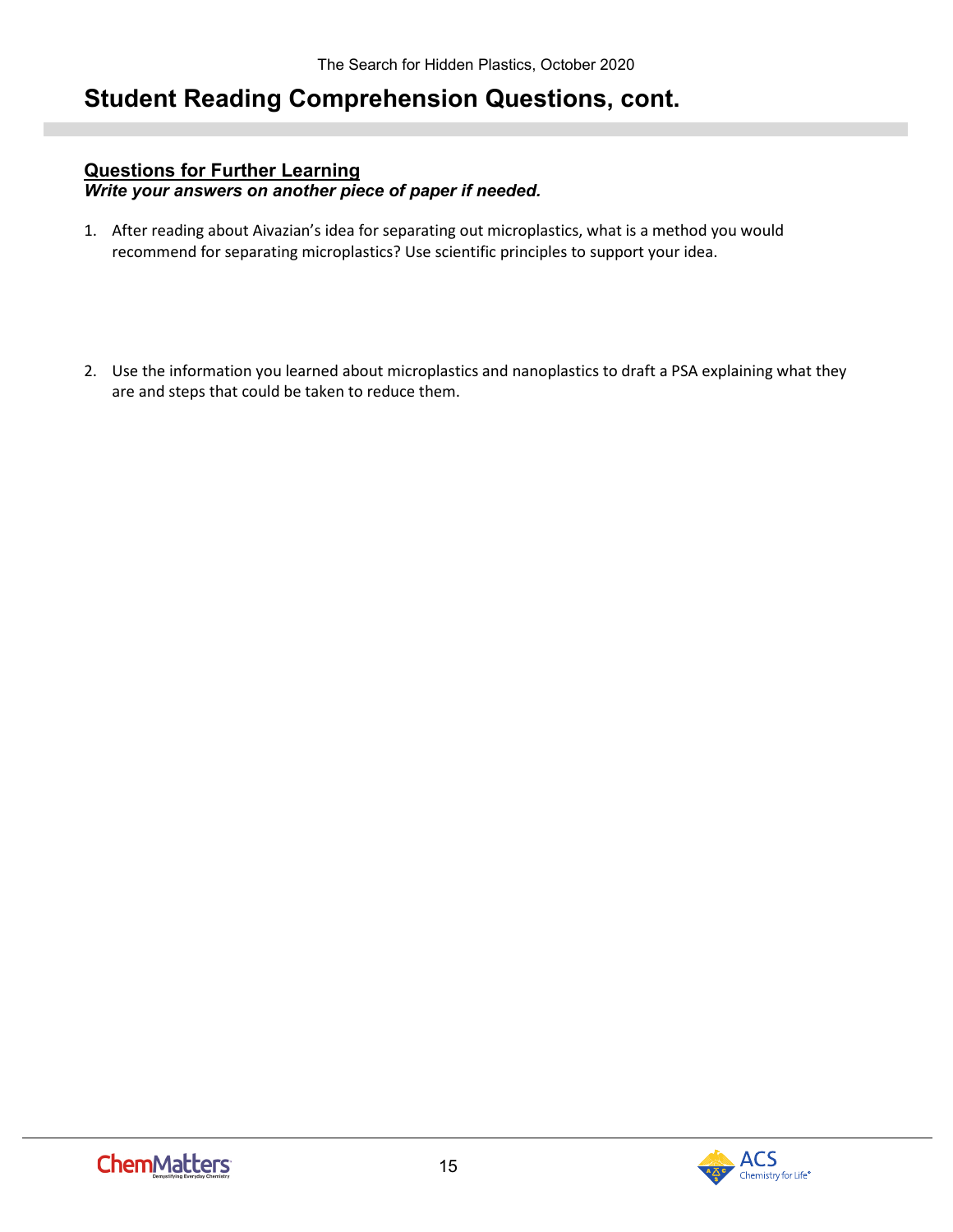## Student Reading Comprehension Questions, cont.

**Questions for Further Learning**

***Write your answers on another piece of paper if needed.***

1. After reading about Aivazian's idea for separating out microplastics, what is a method you would recommend for separating microplastics? Use scientific principles to support your idea.

2. Use the information you learned about microplastics and nanoplastics to draft a PSA explaining what they are and steps that could be taken to reduce them.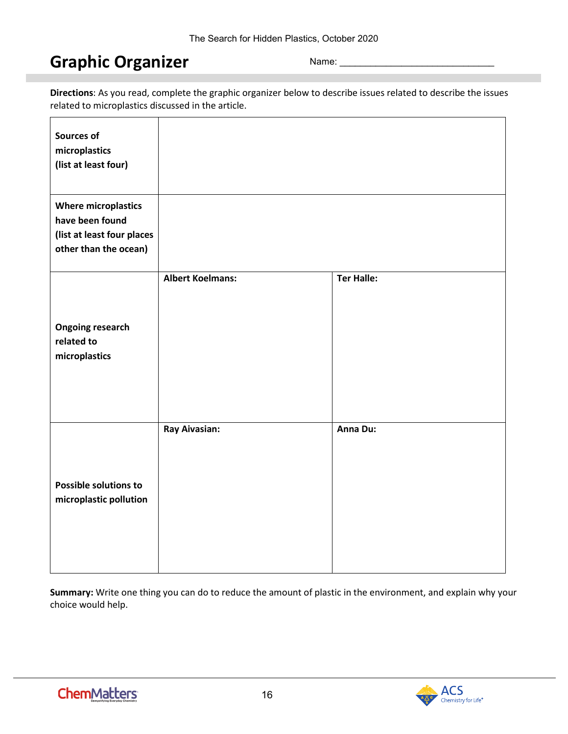# Graphic Organizer

Name: ______________________________

**Directions**: As you read, complete the graphic organizer below to describe issues related to describe the issues related to microplastics discussed in the article.

| | | |
|---|---|---|
| **Sources of microplastics (list at least four)** | | |
| **Where microplastics have been found (list at least four places other than the ocean)** | | |
| **Ongoing research related to microplastics** | **Albert Koelmans:** | **Ter Halle:** |
| **Possible solutions to microplastic pollution** | **Ray Aivasian:** | **Anna Du:** |

**Summary:** Write one thing you can do to reduce the amount of plastic in the environment, and explain why your choice would help.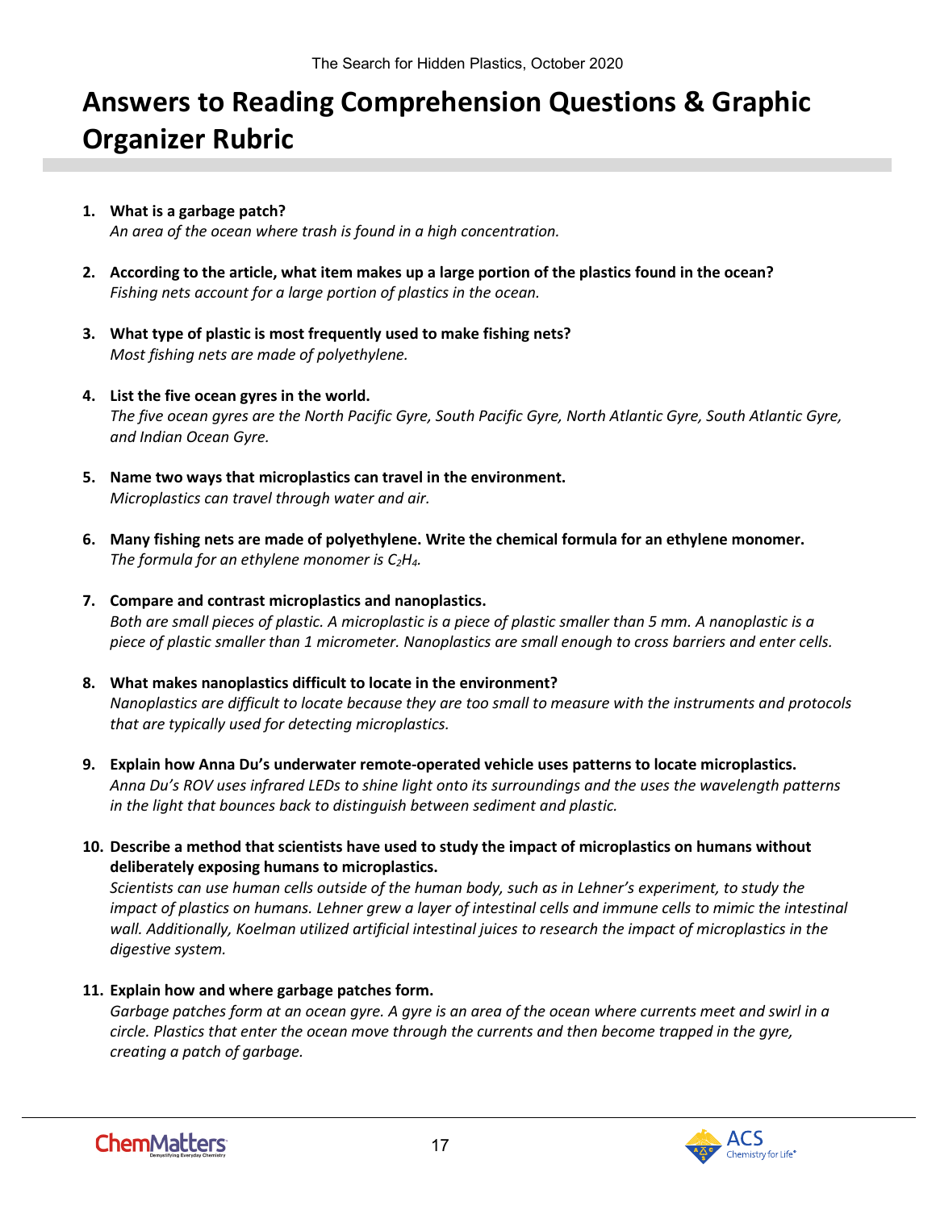# Answers to Reading Comprehension Questions & Graphic Organizer Rubric

1. **What is a garbage patch?**
   *An area of the ocean where trash is found in a high concentration.*

2. **According to the article, what item makes up a large portion of the plastics found in the ocean?**
   *Fishing nets account for a large portion of plastics in the ocean.*

3. **What type of plastic is most frequently used to make fishing nets?**
   *Most fishing nets are made of polyethylene.*

4. **List the five ocean gyres in the world.**
   *The five ocean gyres are the North Pacific Gyre, South Pacific Gyre, North Atlantic Gyre, South Atlantic Gyre, and Indian Ocean Gyre.*

5. **Name two ways that microplastics can travel in the environment.**
   *Microplastics can travel through water and air.*

6. **Many fishing nets are made of polyethylene. Write the chemical formula for an ethylene monomer.**
   *The formula for an ethylene monomer is $C_2H_4$.*

7. **Compare and contrast microplastics and nanoplastics.**
   *Both are small pieces of plastic. A microplastic is a piece of plastic smaller than 5 mm. A nanoplastic is a piece of plastic smaller than 1 micrometer. Nanoplastics are small enough to cross barriers and enter cells.*

8. **What makes nanoplastics difficult to locate in the environment?**
   *Nanoplastics are difficult to locate because they are too small to measure with the instruments and protocols that are typically used for detecting microplastics.*

9. **Explain how Anna Du's underwater remote-operated vehicle uses patterns to locate microplastics.**
   *Anna Du's ROV uses infrared LEDs to shine light onto its surroundings and the uses the wavelength patterns in the light that bounces back to distinguish between sediment and plastic.*

10. **Describe a method that scientists have used to study the impact of microplastics on humans without deliberately exposing humans to microplastics.**
    *Scientists can use human cells outside of the human body, such as in Lehner's experiment, to study the impact of plastics on humans. Lehner grew a layer of intestinal cells and immune cells to mimic the intestinal wall. Additionally, Koelman utilized artificial intestinal juices to research the impact of microplastics in the digestive system.*

11. **Explain how and where garbage patches form.**
    *Garbage patches form at an ocean gyre. A gyre is an area of the ocean where currents meet and swirl in a circle. Plastics that enter the ocean move through the currents and then become trapped in the gyre, creating a patch of garbage.*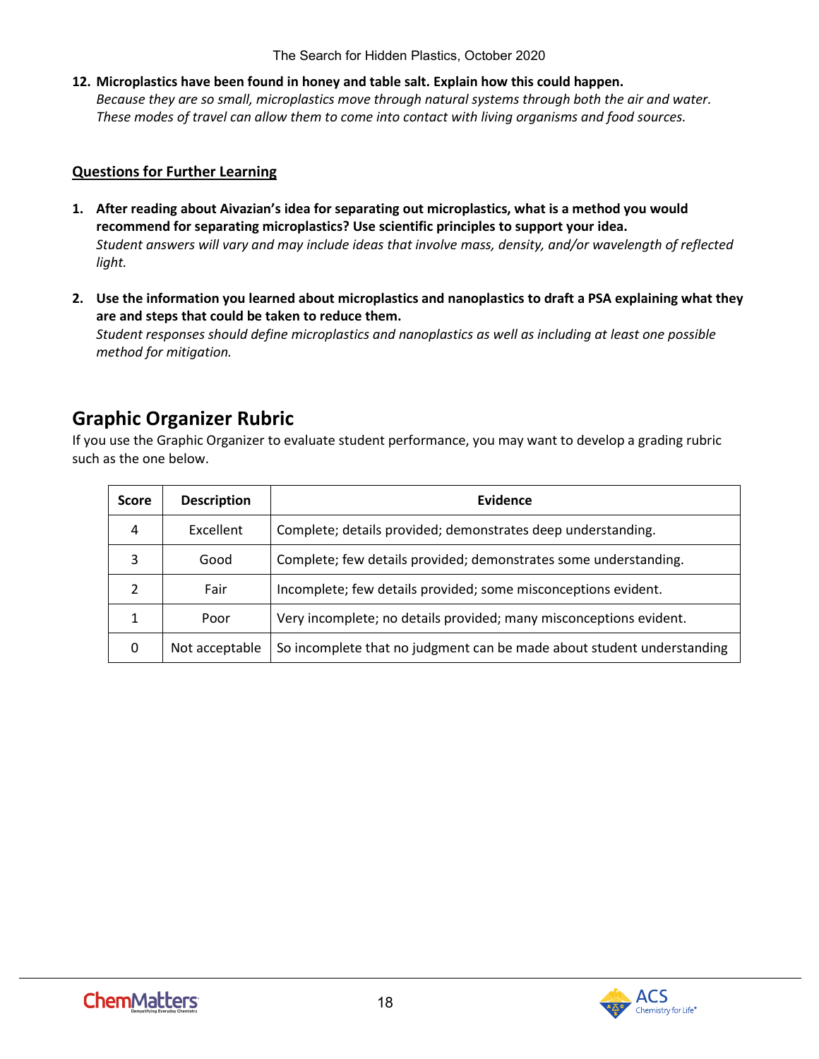**12. Microplastics have been found in honey and table salt. Explain how this could happen.**
*Because they are so small, microplastics move through natural systems through both the air and water. These modes of travel can allow them to come into contact with living organisms and food sources.*

## Questions for Further Learning

1. **After reading about Aivazian's idea for separating out microplastics, what is a method you would recommend for separating microplastics? Use scientific principles to support your idea.**
   *Student answers will vary and may include ideas that involve mass, density, and/or wavelength of reflected light.*

2. **Use the information you learned about microplastics and nanoplastics to draft a PSA explaining what they are and steps that could be taken to reduce them.**
   *Student responses should define microplastics and nanoplastics as well as including at least one possible method for mitigation.*

## Graphic Organizer Rubric

If you use the Graphic Organizer to evaluate student performance, you may want to develop a grading rubric such as the one below.

| Score | Description | Evidence |
|---|---|---|
| 4 | Excellent | Complete; details provided; demonstrates deep understanding. |
| 3 | Good | Complete; few details provided; demonstrates some understanding. |
| 2 | Fair | Incomplete; few details provided; some misconceptions evident. |
| 1 | Poor | Very incomplete; no details provided; many misconceptions evident. |
| 0 | Not acceptable | So incomplete that no judgment can be made about student understanding |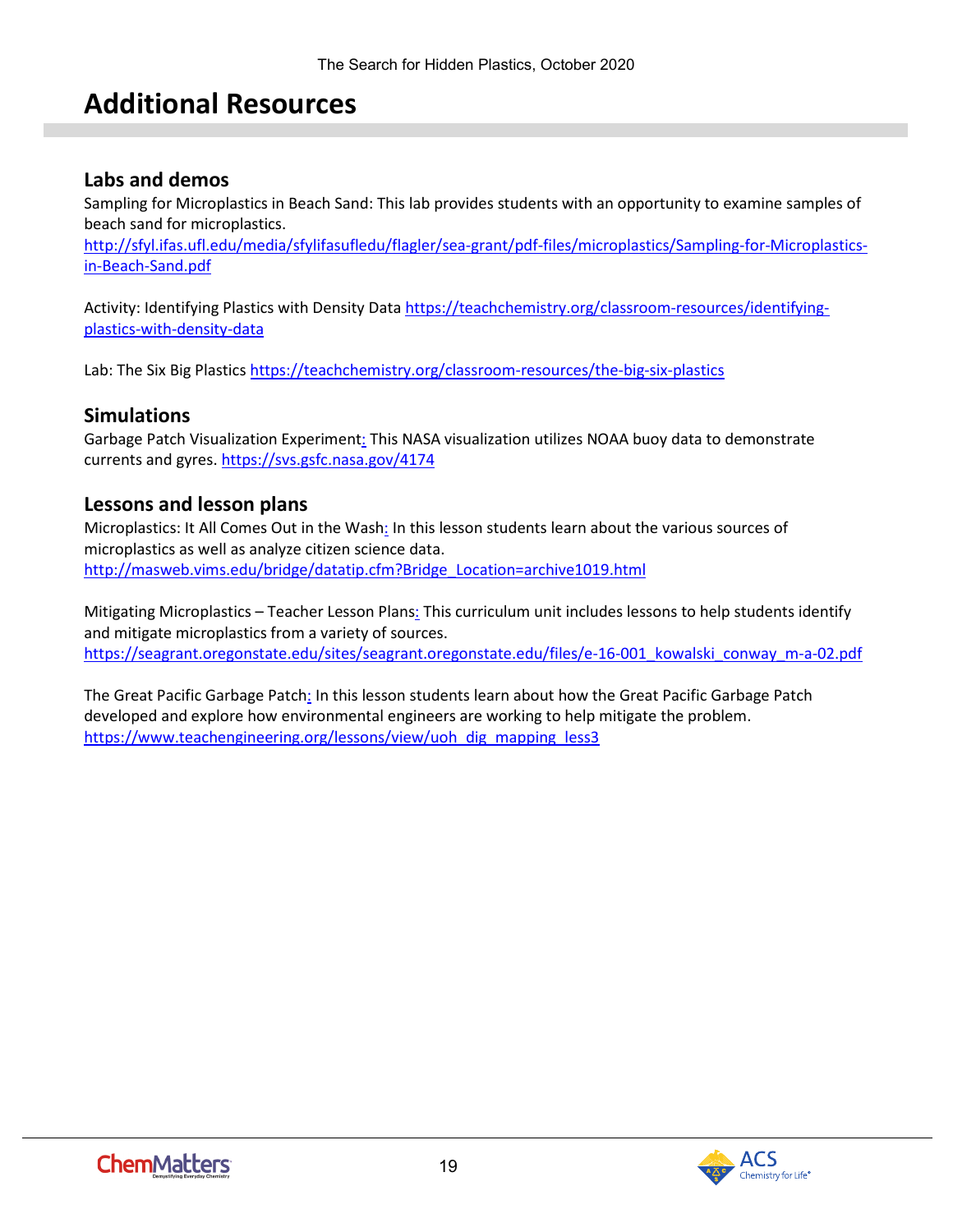# Additional Resources

## Labs and demos

Sampling for Microplastics in Beach Sand: This lab provides students with an opportunity to examine samples of beach sand for microplastics.
http://sfyl.ifas.ufl.edu/media/sfylifasufledu/flagler/sea-grant/pdf-files/microplastics/Sampling-for-Microplastics-in-Beach-Sand.pdf

Activity: Identifying Plastics with Density Data https://teachchemistry.org/classroom-resources/identifying-plastics-with-density-data

Lab: The Six Big Plastics https://teachchemistry.org/classroom-resources/the-big-six-plastics

## Simulations

Garbage Patch Visualization Experiment: This NASA visualization utilizes NOAA buoy data to demonstrate currents and gyres. https://svs.gsfc.nasa.gov/4174

## Lessons and lesson plans

Microplastics: It All Comes Out in the Wash: In this lesson students learn about the various sources of microplastics as well as analyze citizen science data.
http://masweb.vims.edu/bridge/datatip.cfm?Bridge_Location=archive1019.html

Mitigating Microplastics – Teacher Lesson Plans: This curriculum unit includes lessons to help students identify and mitigate microplastics from a variety of sources.
https://seagrant.oregonstate.edu/sites/seagrant.oregonstate.edu/files/e-16-001_kowalski_conway_m-a-02.pdf

The Great Pacific Garbage Patch: In this lesson students learn about how the Great Pacific Garbage Patch developed and explore how environmental engineers are working to help mitigate the problem.
https://www.teachengineering.org/lessons/view/uoh_dig_mapping_less3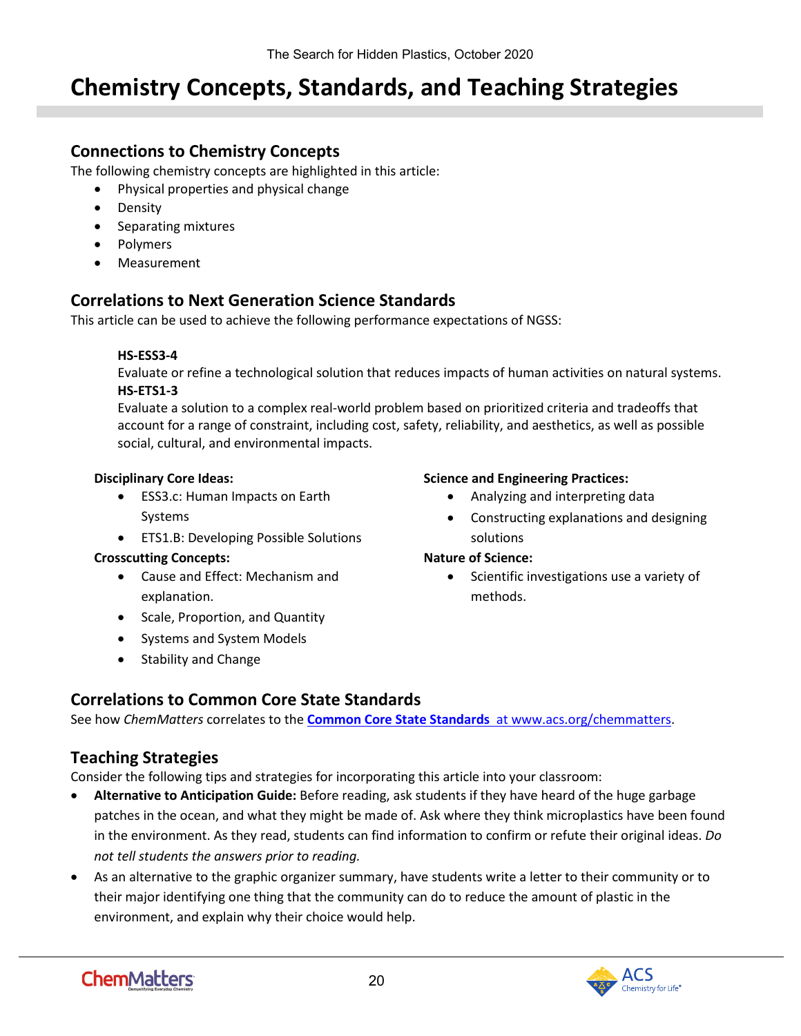# Chemistry Concepts, Standards, and Teaching Strategies

## Connections to Chemistry Concepts

The following chemistry concepts are highlighted in this article:

- Physical properties and physical change
- Density
- Separating mixtures
- Polymers
- Measurement

## Correlations to Next Generation Science Standards

This article can be used to achieve the following performance expectations of NGSS:

**HS-ESS3-4**
Evaluate or refine a technological solution that reduces impacts of human activities on natural systems.
**HS-ETS1-3**
Evaluate a solution to a complex real-world problem based on prioritized criteria and tradeoffs that account for a range of constraint, including cost, safety, reliability, and aesthetics, as well as possible social, cultural, and environmental impacts.

**Disciplinary Core Ideas:**

- ESS3.c: Human Impacts on Earth Systems
- ETS1.B: Developing Possible Solutions

**Crosscutting Concepts:**

- Cause and Effect: Mechanism and explanation.
- Scale, Proportion, and Quantity
- Systems and System Models
- Stability and Change

**Science and Engineering Practices:**

- Analyzing and interpreting data
- Constructing explanations and designing solutions

**Nature of Science:**

- Scientific investigations use a variety of methods.

## Correlations to Common Core State Standards

See how *ChemMatters* correlates to the **Common Core State Standards** at www.acs.org/chemmatters.

## Teaching Strategies

Consider the following tips and strategies for incorporating this article into your classroom:

- **Alternative to Anticipation Guide:** Before reading, ask students if they have heard of the huge garbage patches in the ocean, and what they might be made of. Ask where they think microplastics have been found in the environment. As they read, students can find information to confirm or refute their original ideas. *Do not tell students the answers prior to reading.*
- As an alternative to the graphic organizer summary, have students write a letter to their community or to their major identifying one thing that the community can do to reduce the amount of plastic in the environment, and explain why their choice would help.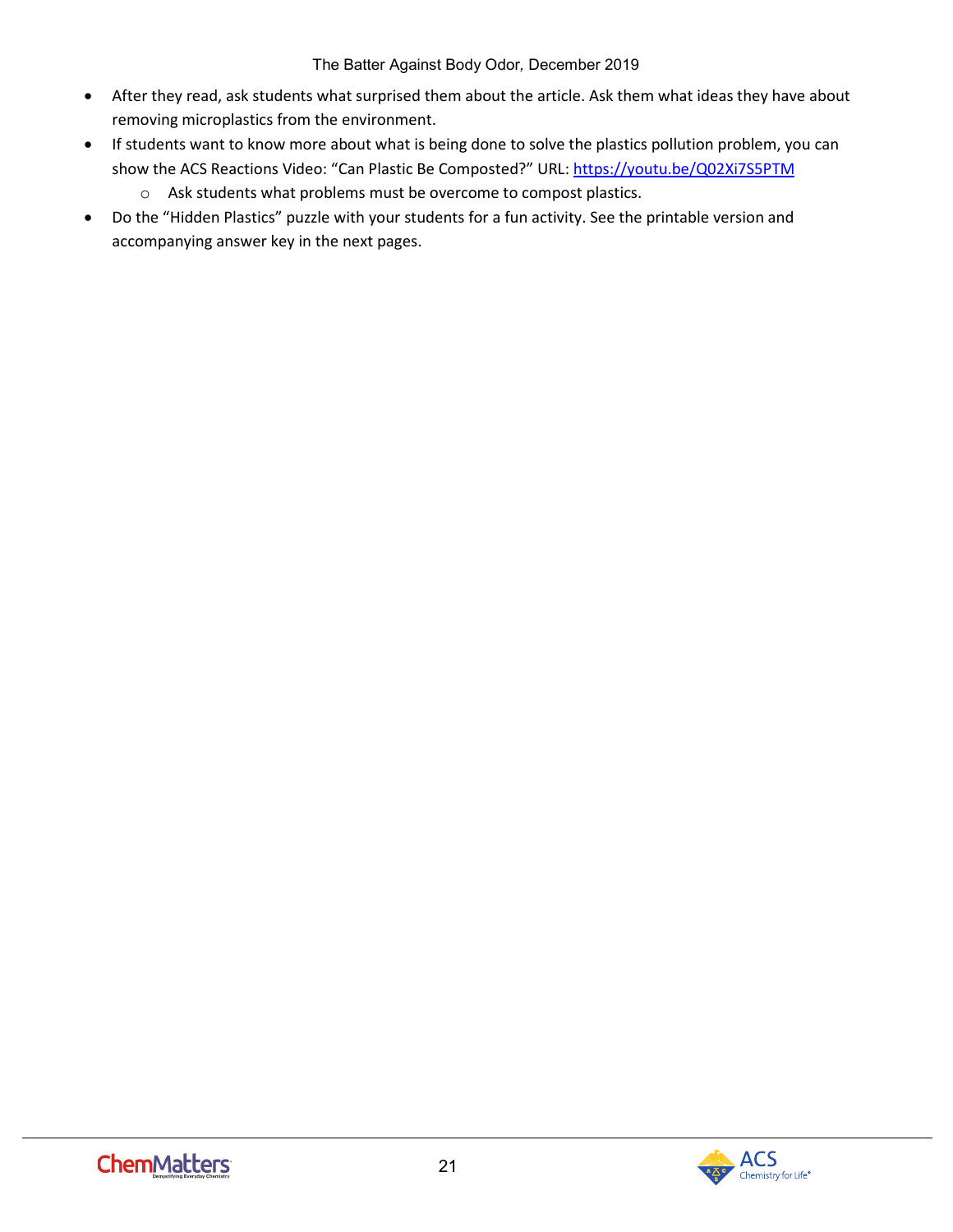- After they read, ask students what surprised them about the article. Ask them what ideas they have about removing microplastics from the environment.
- If students want to know more about what is being done to solve the plastics pollution problem, you can show the ACS Reactions Video: "Can Plastic Be Composted?" URL: [https://youtu.be/Q02Xi7S5PTM](https://youtu.be/Q02Xi7S5PTM)
    - Ask students what problems must be overcome to compost plastics.
- Do the "Hidden Plastics" puzzle with your students for a fun activity. See the printable version and accompanying answer key in the next pages.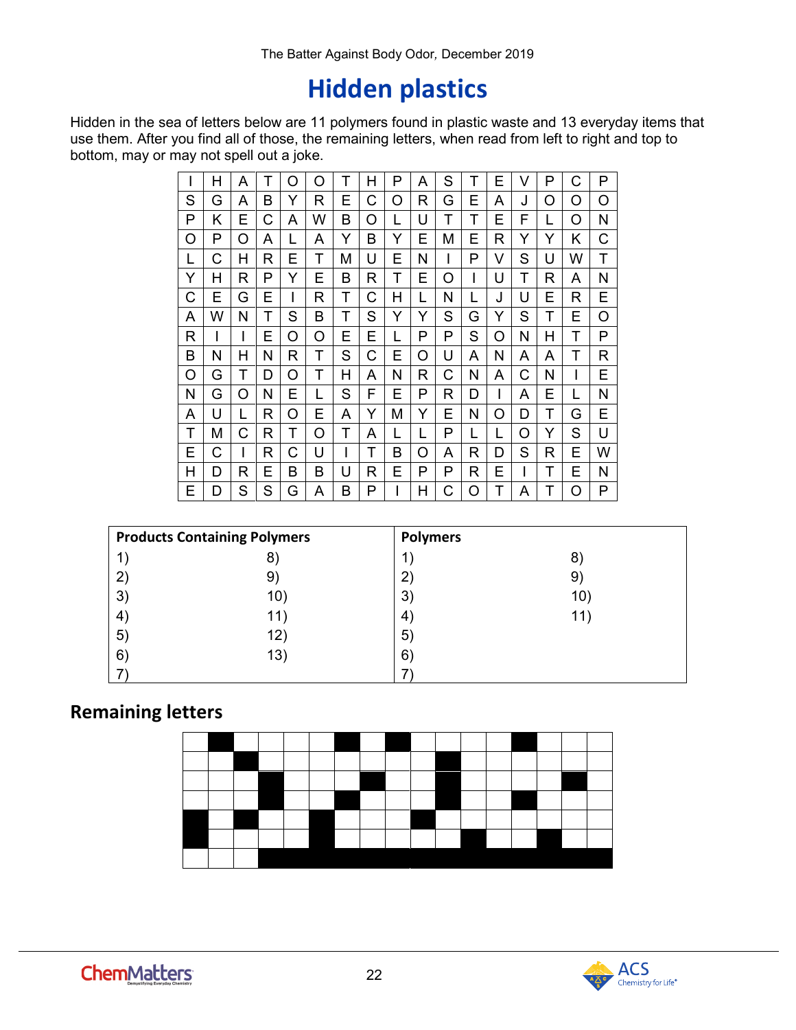# Hidden plastics

Hidden in the sea of letters below are 11 polymers found in plastic waste and 13 everyday items that use them. After you find all of those, the remaining letters, when read from left to right and top to bottom, may or may not spell out a joke.

| | | | | | | | | | | | | | | | | |
|---|---|---|---|---|---|---|---|---|---|---|---|---|---|---|---|---|
| I | H | A | T | O | O | T | H | P | A | S | T | E | V | P | C | P |
| S | G | A | B | Y | R | E | C | O | R | G | E | A | J | O | O | O |
| P | K | E | C | A | W | B | O | L | U | T | T | E | F | L | O | N |
| O | P | O | A | L | A | Y | B | Y | E | M | E | R | Y | Y | K | C |
| L | C | H | R | E | T | M | U | E | N | I | P | V | S | U | W | T |
| Y | H | R | P | Y | E | B | R | T | E | O | I | U | T | R | A | N |
| C | E | G | E | I | R | T | C | H | L | N | L | J | U | E | R | E |
| A | W | N | T | S | B | T | S | Y | Y | S | G | Y | S | T | E | O |
| R | I | I | E | O | O | E | E | L | P | P | S | O | N | H | T | P |
| B | N | H | N | R | T | S | C | E | O | U | A | N | A | A | T | R |
| O | G | T | D | O | T | H | A | N | R | C | N | A | C | N | I | E |
| N | G | O | N | E | L | S | F | E | P | R | D | I | A | E | L | N |
| A | U | L | R | O | E | A | Y | M | Y | E | N | O | D | T | G | E |
| T | M | C | R | T | O | T | A | L | L | P | L | L | O | Y | S | U |
| E | C | I | R | C | U | I | T | B | O | A | R | D | S | R | E | W |
| H | D | R | E | B | B | U | R | E | P | P | R | E | I | T | E | N |
| E | D | S | S | G | A | B | P | I | H | C | O | T | A | T | O | P |

| **Products Containing Polymers** | | **Polymers** | |
|---|---|---|---|
| 1) | 8) | 1) | 8) |
| 2) | 9) | 2) | 9) |
| 3) | 10) | 3) | 10) |
| 4) | 11) | 4) | 11) |
| 5) | 12) | 5) | |
| 6) | 13) | 6) | |
| 7) | | 7) | |

## Remaining letters

| | | | | | | | | | | | | | | | | |
|---|---|---|---|---|---|---|---|---|---|---|---|---|---|---|---|---|
| | ■ | | | | | ■ | | ■ | | | | | ■ | | | |
| | | ■ | | | | | | | | ■ | | | | | | |
| | | | ■ | | | | ■ | | | ■ | | | | | ■ | |
| | | | ■ | | | ■ | | | | ■ | | | ■ | | | |
| ■ | | ■ | | | ■ | | | | ■ | | | | | | | |
| ■ | | | | | ■ | | | | | | ■ | | | ■ | | |
| | | | ■ | ■ | ■ | ■ | ■ | ■ | ■ | ■ | ■ | ■ | ■ | ■ | ■ | ■ |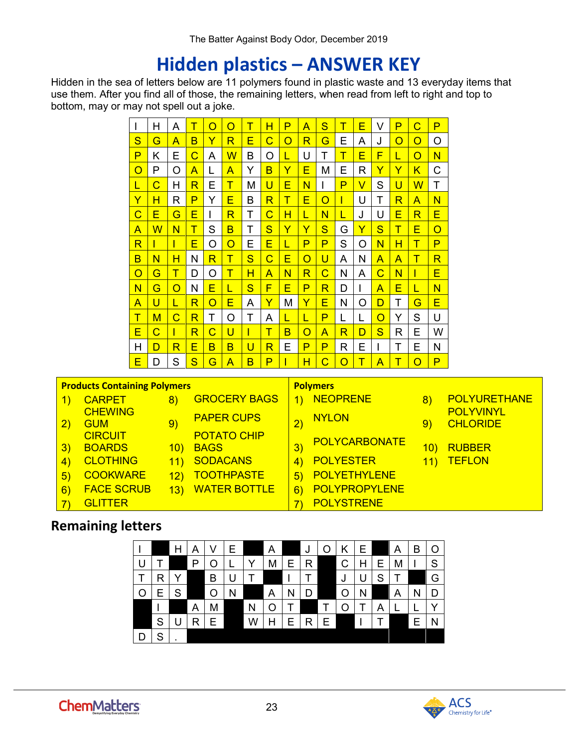# Hidden plastics – ANSWER KEY

Hidden in the sea of letters below are 11 polymers found in plastic waste and 13 everyday items that use them. After you find all of those, the remaining letters, when read from left to right and top to bottom, may or may not spell out a joke.

| | | | | | | | | | | | | | | | | |
|---|---|---|---|---|---|---|---|---|---|---|---|---|---|---|---|---|
| I | H | A | T | O | O | T | H | P | A | S | T | E | V | P | C | P |
| S | G | A | B | Y | R | E | C | O | R | G | E | A | J | O | O | O |
| P | K | E | C | A | W | B | O | L | U | T | T | E | F | L | O | N |
| O | P | O | A | L | A | Y | B | Y | E | M | E | R | Y | Y | K | C |
| L | C | H | R | E | T | M | U | E | N | I | P | V | S | U | W | T |
| Y | H | R | P | Y | E | B | R | T | E | O | I | U | T | R | A | N |
| C | E | G | E | I | R | T | C | H | L | N | L | J | U | E | R | E |
| A | W | N | T | S | B | T | S | Y | Y | S | G | Y | S | T | E | O |
| R | I | I | E | O | O | E | E | L | P | P | S | O | N | H | T | P |
| B | N | H | N | R | T | S | C | E | O | U | A | N | A | A | T | R |
| O | G | T | D | O | T | H | A | N | R | C | N | A | C | N | I | E |
| N | G | O | N | E | L | S | F | E | P | R | D | I | A | E | L | N |
| A | U | L | R | O | E | A | Y | M | Y | E | N | O | D | T | G | E |
| T | M | C | R | T | O | T | A | L | L | P | L | L | O | Y | S | U |
| E | C | I | R | C | U | I | T | B | O | A | R | D | S | R | E | W |
| H | D | R | E | B | B | U | R | E | P | P | R | E | I | T | E | N |
| E | D | S | S | G | A | B | P | I | H | C | O | T | A | T | O | P |

| Products Containing Polymers | | Polymers | |
|---|---|---|---|
| 1) CARPET | 8) GROCERY BAGS | 1) NEOPRENE | 8) POLYURETHANE |
| 2) CHEWING GUM | 9) PAPER CUPS | 2) NYLON | 9) POLYVINYL CHLORIDE |
| 3) CIRCUIT BOARDS | 10) POTATO CHIP BAGS | 3) POLYCARBONATE | 10) RUBBER |
| 4) CLOTHING | 11) SODACANS | 4) POLYESTER | 11) TEFLON |
| 5) COOKWARE | 12) TOOTHPASTE | 5) POLYETHYLENE | |
| 6) FACE SCRUB | 13) WATER BOTTLE | 6) POLYPROPYLENE | |
| 7) GLITTER | | 7) POLYSTRENE | |

## Remaining letters

| | | | | | | | | | | | | | | | | |
|---|---|---|---|---|---|---|---|---|---|---|---|---|---|---|---|---|
| I | | H | A | V | E | | A | | J | O | K | E | | A | B | O |
| U | T | | P | O | L | Y | M | E | R | | C | H | E | M | I | S |
| T | R | Y | | B | U | T | | I | T | | J | U | S | T | | G |
| O | E | S | | O | N | | A | N | D | | O | N | | A | N | D |
| | I | | A | M | | N | O | T | | T | O | T | A | L | L | Y |
| | S | U | R | E | | W | H | E | R | E | | I | T | | E | N |
| D | S | . | | | | | | | | | | | | | | |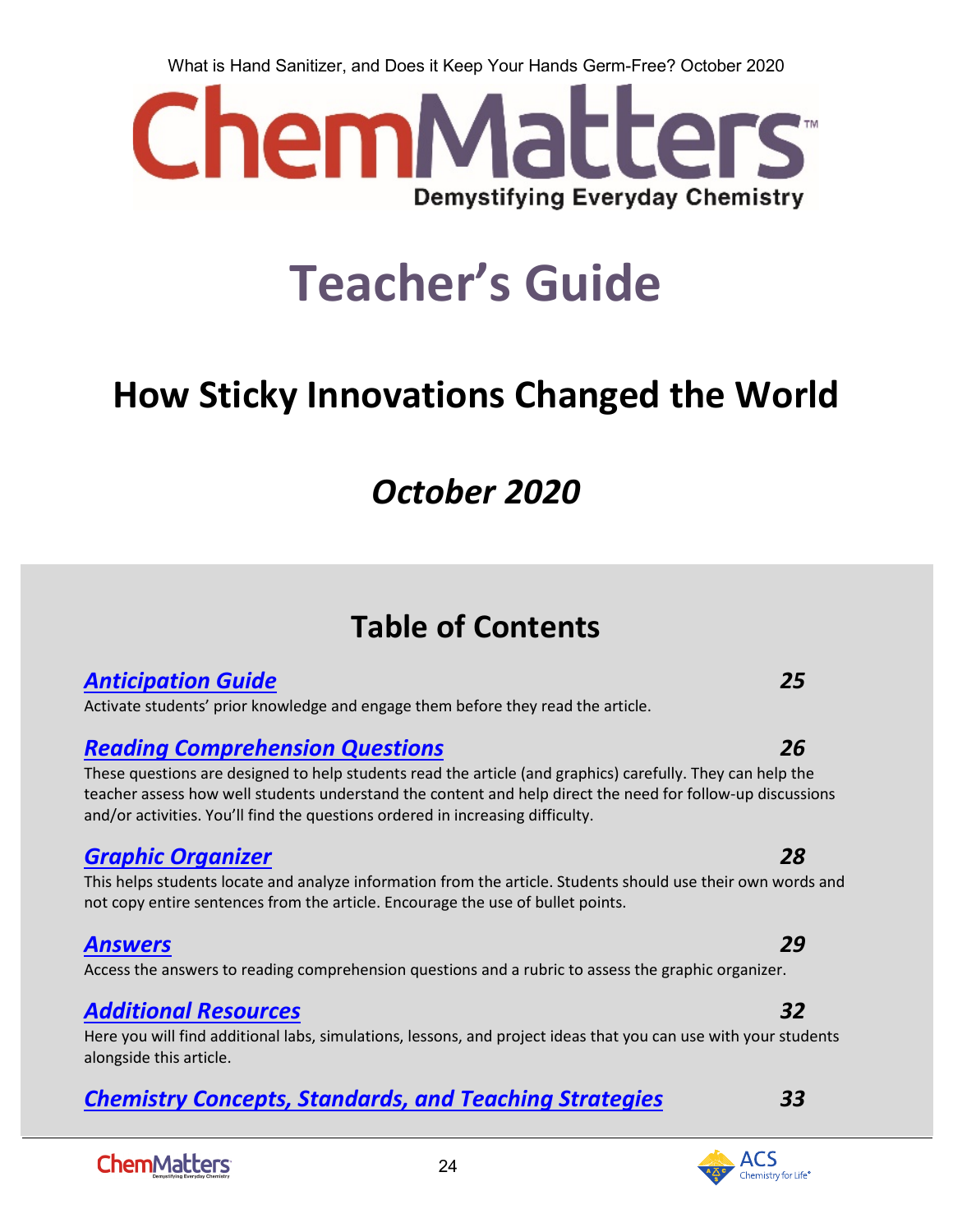# ChemMatters

Demystifying Everyday Chemistry

# Teacher's Guide

## How Sticky Innovations Changed the World

## *October 2020*

## Table of Contents

### ***Anticipation Guide*** — *25*

Activate students' prior knowledge and engage them before they read the article.

### ***Reading Comprehension Questions*** — *26*

These questions are designed to help students read the article (and graphics) carefully. They can help the teacher assess how well students understand the content and help direct the need for follow-up discussions and/or activities. You'll find the questions ordered in increasing difficulty.

### ***Graphic Organizer*** — *28*

This helps students locate and analyze information from the article. Students should use their own words and not copy entire sentences from the article. Encourage the use of bullet points.

### ***Answers*** — *29*

Access the answers to reading comprehension questions and a rubric to assess the graphic organizer.

### ***Additional Resources*** — *32*

Here you will find additional labs, simulations, lessons, and project ideas that you can use with your students alongside this article.

### ***Chemistry Concepts, Standards, and Teaching Strategies*** — *33*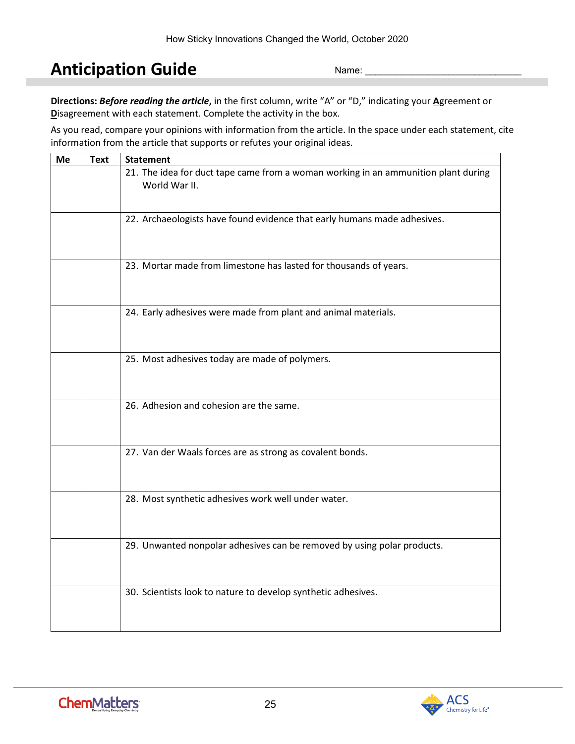# Anticipation Guide

Name: ______________________________

**Directions:** ***Before reading the article*****,** in the first column, write "A" or "D," indicating your **A**greement or **D**isagreement with each statement. Complete the activity in the box.

As you read, compare your opinions with information from the article. In the space under each statement, cite information from the article that supports or refutes your original ideas.

| Me | Text | Statement |
|---|---|---|
| | | 21. The idea for duct tape came from a woman working in an ammunition plant during World War II. |
| | | 22. Archaeologists have found evidence that early humans made adhesives. |
| | | 23. Mortar made from limestone has lasted for thousands of years. |
| | | 24. Early adhesives were made from plant and animal materials. |
| | | 25. Most adhesives today are made of polymers. |
| | | 26. Adhesion and cohesion are the same. |
| | | 27. Van der Waals forces are as strong as covalent bonds. |
| | | 28. Most synthetic adhesives work well under water. |
| | | 29. Unwanted nonpolar adhesives can be removed by using polar products. |
| | | 30. Scientists look to nature to develop synthetic adhesives. |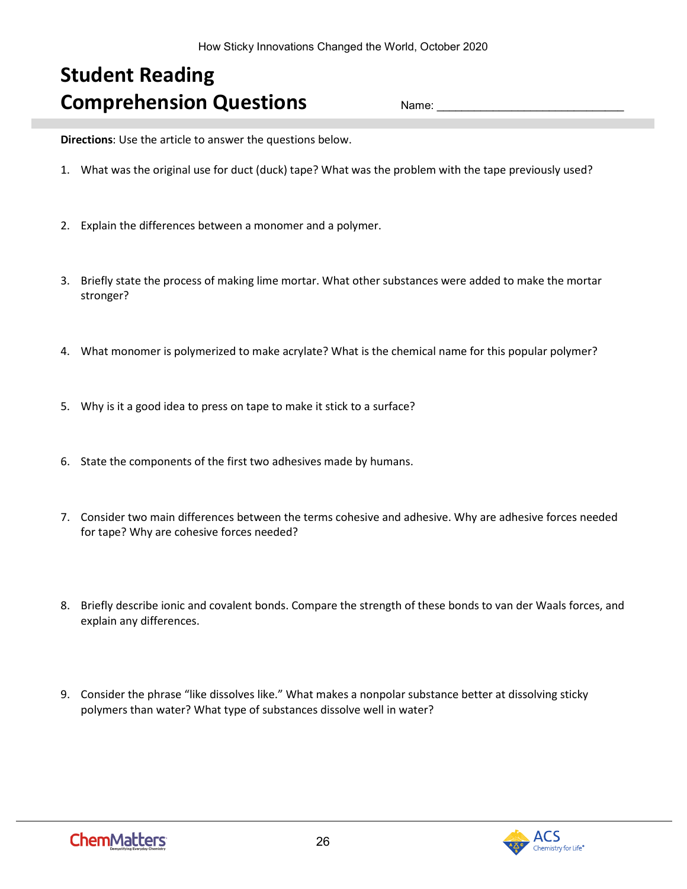# Student Reading Comprehension Questions

Name: ______________________________

**Directions**: Use the article to answer the questions below.

1. What was the original use for duct (duck) tape? What was the problem with the tape previously used?

2. Explain the differences between a monomer and a polymer.

3. Briefly state the process of making lime mortar. What other substances were added to make the mortar stronger?

4. What monomer is polymerized to make acrylate? What is the chemical name for this popular polymer?

5. Why is it a good idea to press on tape to make it stick to a surface?

6. State the components of the first two adhesives made by humans.

7. Consider two main differences between the terms cohesive and adhesive. Why are adhesive forces needed for tape? Why are cohesive forces needed?

8. Briefly describe ionic and covalent bonds. Compare the strength of these bonds to van der Waals forces, and explain any differences.

9. Consider the phrase "like dissolves like." What makes a nonpolar substance better at dissolving sticky polymers than water? What type of substances dissolve well in water?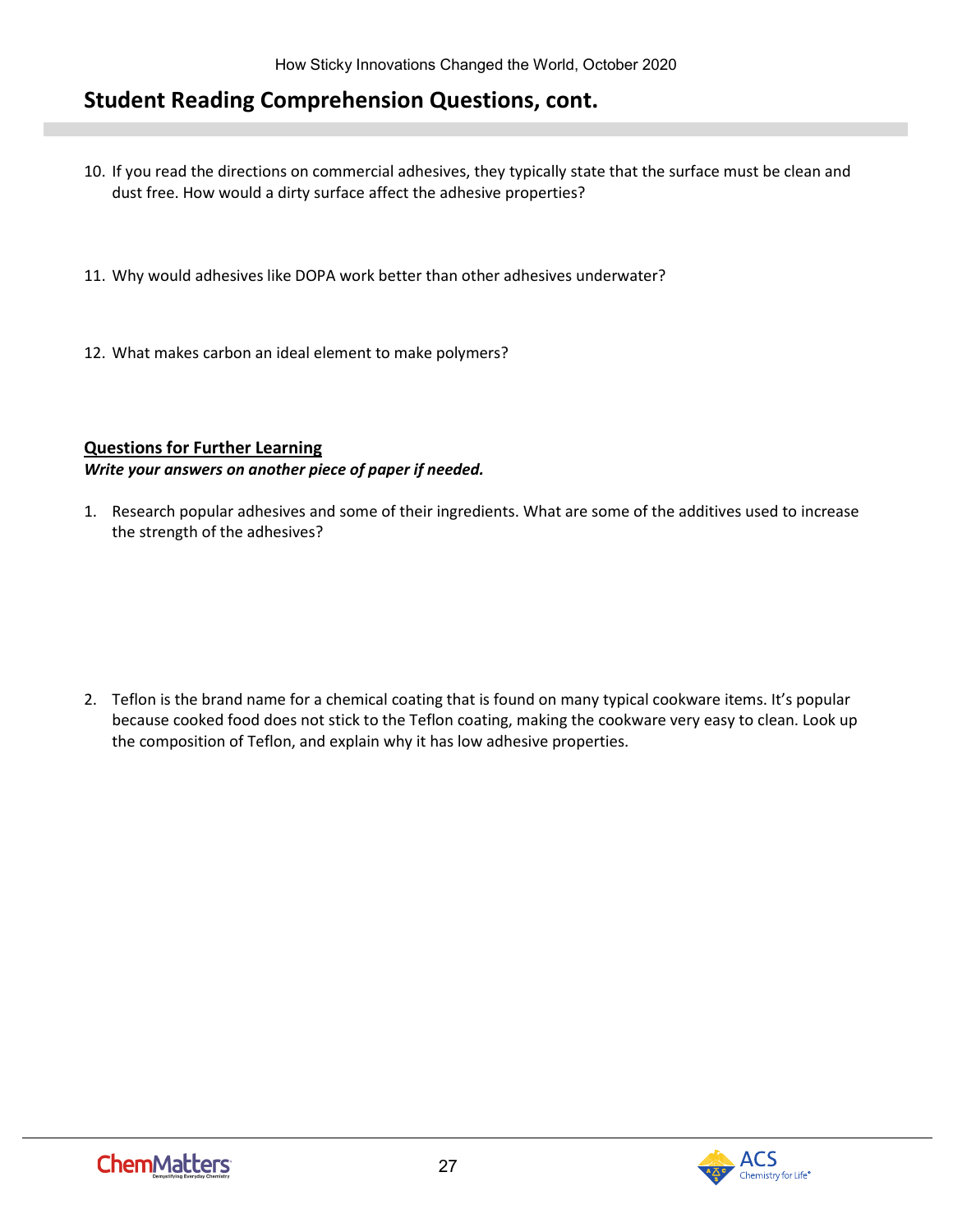## Student Reading Comprehension Questions, cont.

10. If you read the directions on commercial adhesives, they typically state that the surface must be clean and dust free. How would a dirty surface affect the adhesive properties?

11. Why would adhesives like DOPA work better than other adhesives underwater?

12. What makes carbon an ideal element to make polymers?

**Questions for Further Learning**

***Write your answers on another piece of paper if needed.***

1. Research popular adhesives and some of their ingredients. What are some of the additives used to increase the strength of the adhesives?

2. Teflon is the brand name for a chemical coating that is found on many typical cookware items. It's popular because cooked food does not stick to the Teflon coating, making the cookware very easy to clean. Look up the composition of Teflon, and explain why it has low adhesive properties.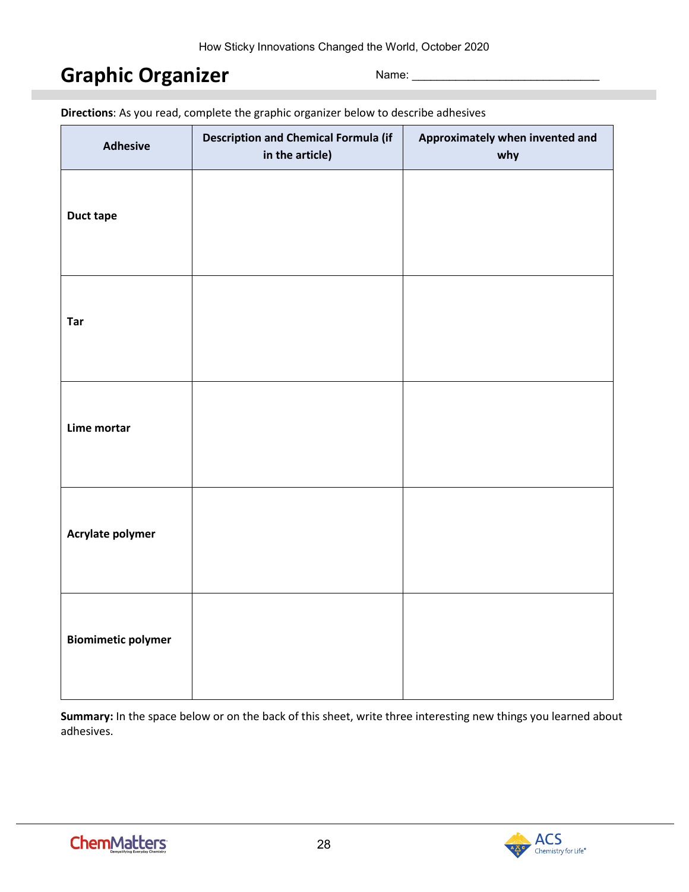# Graphic Organizer

Name: ______________________________

**Directions**: As you read, complete the graphic organizer below to describe adhesives

| Adhesive | Description and Chemical Formula (if in the article) | Approximately when invented and why |
|---|---|---|
| **Duct tape** | | |
| **Tar** | | |
| **Lime mortar** | | |
| **Acrylate polymer** | | |
| **Biomimetic polymer** | | |

**Summary:** In the space below or on the back of this sheet, write three interesting new things you learned about adhesives.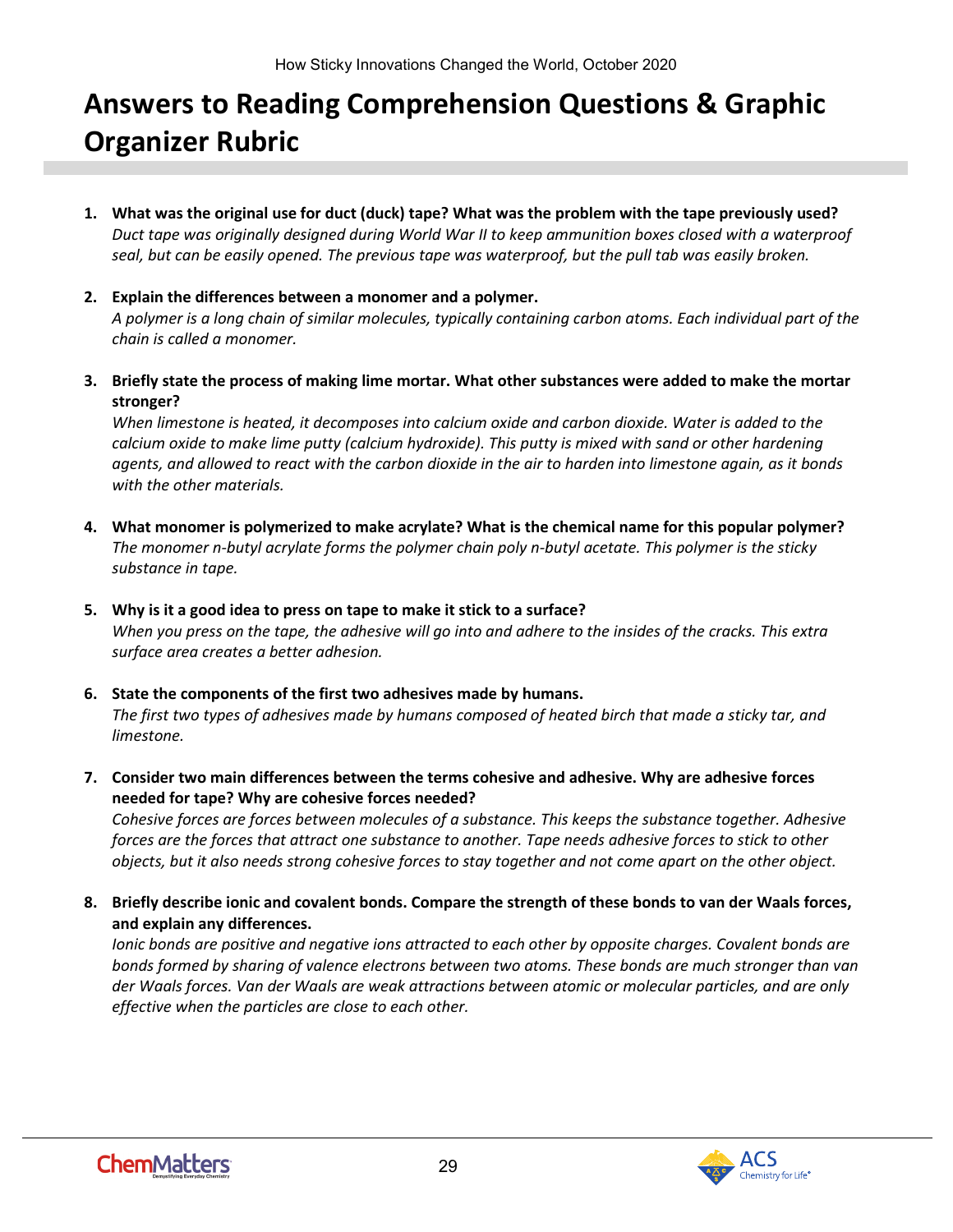# Answers to Reading Comprehension Questions & Graphic Organizer Rubric

1. **What was the original use for duct (duck) tape? What was the problem with the tape previously used?**
   *Duct tape was originally designed during World War II to keep ammunition boxes closed with a waterproof seal, but can be easily opened. The previous tape was waterproof, but the pull tab was easily broken.*

2. **Explain the differences between a monomer and a polymer.**
   *A polymer is a long chain of similar molecules, typically containing carbon atoms. Each individual part of the chain is called a monomer.*

3. **Briefly state the process of making lime mortar. What other substances were added to make the mortar stronger?**
   *When limestone is heated, it decomposes into calcium oxide and carbon dioxide. Water is added to the calcium oxide to make lime putty (calcium hydroxide). This putty is mixed with sand or other hardening agents, and allowed to react with the carbon dioxide in the air to harden into limestone again, as it bonds with the other materials.*

4. **What monomer is polymerized to make acrylate? What is the chemical name for this popular polymer?**
   *The monomer n-butyl acrylate forms the polymer chain poly n-butyl acetate. This polymer is the sticky substance in tape.*

5. **Why is it a good idea to press on tape to make it stick to a surface?**
   *When you press on the tape, the adhesive will go into and adhere to the insides of the cracks. This extra surface area creates a better adhesion.*

6. **State the components of the first two adhesives made by humans.**
   *The first two types of adhesives made by humans composed of heated birch that made a sticky tar, and limestone.*

7. **Consider two main differences between the terms cohesive and adhesive. Why are adhesive forces needed for tape? Why are cohesive forces needed?**
   *Cohesive forces are forces between molecules of a substance. This keeps the substance together. Adhesive forces are the forces that attract one substance to another. Tape needs adhesive forces to stick to other objects, but it also needs strong cohesive forces to stay together and not come apart on the other object.*

8. **Briefly describe ionic and covalent bonds. Compare the strength of these bonds to van der Waals forces, and explain any differences.**
   *Ionic bonds are positive and negative ions attracted to each other by opposite charges. Covalent bonds are bonds formed by sharing of valence electrons between two atoms. These bonds are much stronger than van der Waals forces. Van der Waals are weak attractions between atomic or molecular particles, and are only effective when the particles are close to each other.*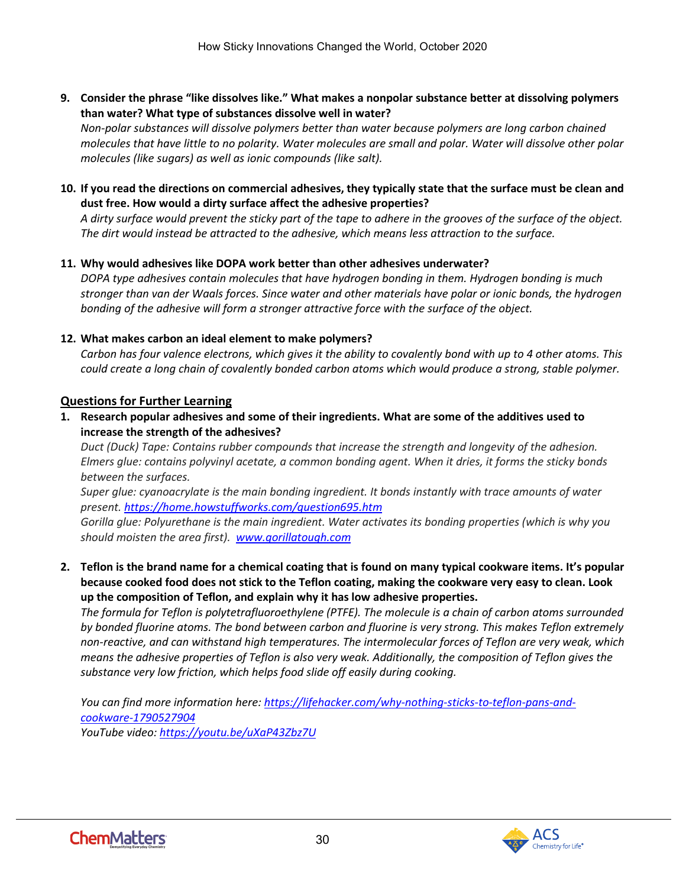9. **Consider the phrase "like dissolves like." What makes a nonpolar substance better at dissolving polymers than water? What type of substances dissolve well in water?**
*Non-polar substances will dissolve polymers better than water because polymers are long carbon chained molecules that have little to no polarity. Water molecules are small and polar. Water will dissolve other polar molecules (like sugars) as well as ionic compounds (like salt).*

10. **If you read the directions on commercial adhesives, they typically state that the surface must be clean and dust free. How would a dirty surface affect the adhesive properties?**
*A dirty surface would prevent the sticky part of the tape to adhere in the grooves of the surface of the object. The dirt would instead be attracted to the adhesive, which means less attraction to the surface.*

11. **Why would adhesives like DOPA work better than other adhesives underwater?**
*DOPA type adhesives contain molecules that have hydrogen bonding in them. Hydrogen bonding is much stronger than van der Waals forces. Since water and other materials have polar or ionic bonds, the hydrogen bonding of the adhesive will form a stronger attractive force with the surface of the object.*

12. **What makes carbon an ideal element to make polymers?**
*Carbon has four valence electrons, which gives it the ability to covalently bond with up to 4 other atoms. This could create a long chain of covalently bonded carbon atoms which would produce a strong, stable polymer.*

## Questions for Further Learning

1. **Research popular adhesives and some of their ingredients. What are some of the additives used to increase the strength of the adhesives?**
*Duct (Duck) Tape: Contains rubber compounds that increase the strength and longevity of the adhesion.*
*Elmers glue: contains polyvinyl acetate, a common bonding agent. When it dries, it forms the sticky bonds between the surfaces.*
*Super glue: cyanoacrylate is the main bonding ingredient. It bonds instantly with trace amounts of water present. https://home.howstuffworks.com/question695.htm*
*Gorilla glue: Polyurethane is the main ingredient. Water activates its bonding properties (which is why you should moisten the area first). www.gorillatough.com*

2. **Teflon is the brand name for a chemical coating that is found on many typical cookware items. It's popular because cooked food does not stick to the Teflon coating, making the cookware very easy to clean. Look up the composition of Teflon, and explain why it has low adhesive properties.**
*The formula for Teflon is polytetrafluoroethylene (PTFE). The molecule is a chain of carbon atoms surrounded by bonded fluorine atoms. The bond between carbon and fluorine is very strong. This makes Teflon extremely non-reactive, and can withstand high temperatures. The intermolecular forces of Teflon are very weak, which means the adhesive properties of Teflon is also very weak. Additionally, the composition of Teflon gives the substance very low friction, which helps food slide off easily during cooking.*

*You can find more information here: https://lifehacker.com/why-nothing-sticks-to-teflon-pans-and-cookware-1790527904*
*YouTube video: https://youtu.be/uXaP43Zbz7U*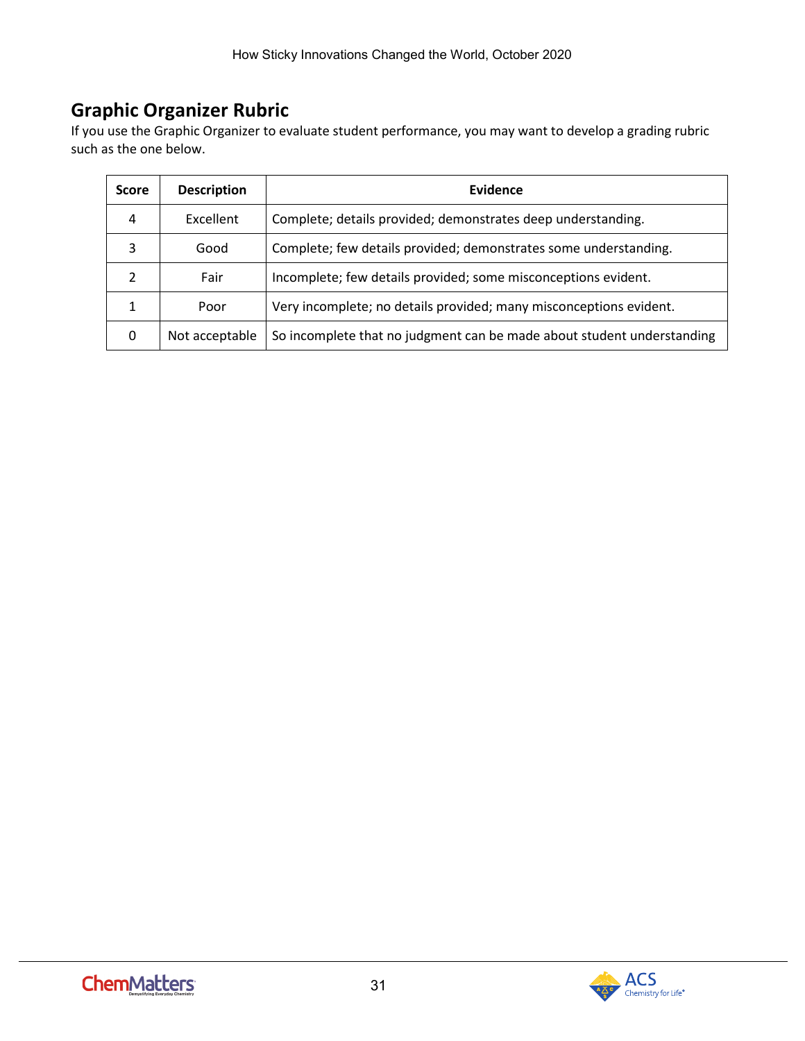## Graphic Organizer Rubric

If you use the Graphic Organizer to evaluate student performance, you may want to develop a grading rubric such as the one below.

| Score | Description | Evidence |
|---|---|---|
| 4 | Excellent | Complete; details provided; demonstrates deep understanding. |
| 3 | Good | Complete; few details provided; demonstrates some understanding. |
| 2 | Fair | Incomplete; few details provided; some misconceptions evident. |
| 1 | Poor | Very incomplete; no details provided; many misconceptions evident. |
| 0 | Not acceptable | So incomplete that no judgment can be made about student understanding |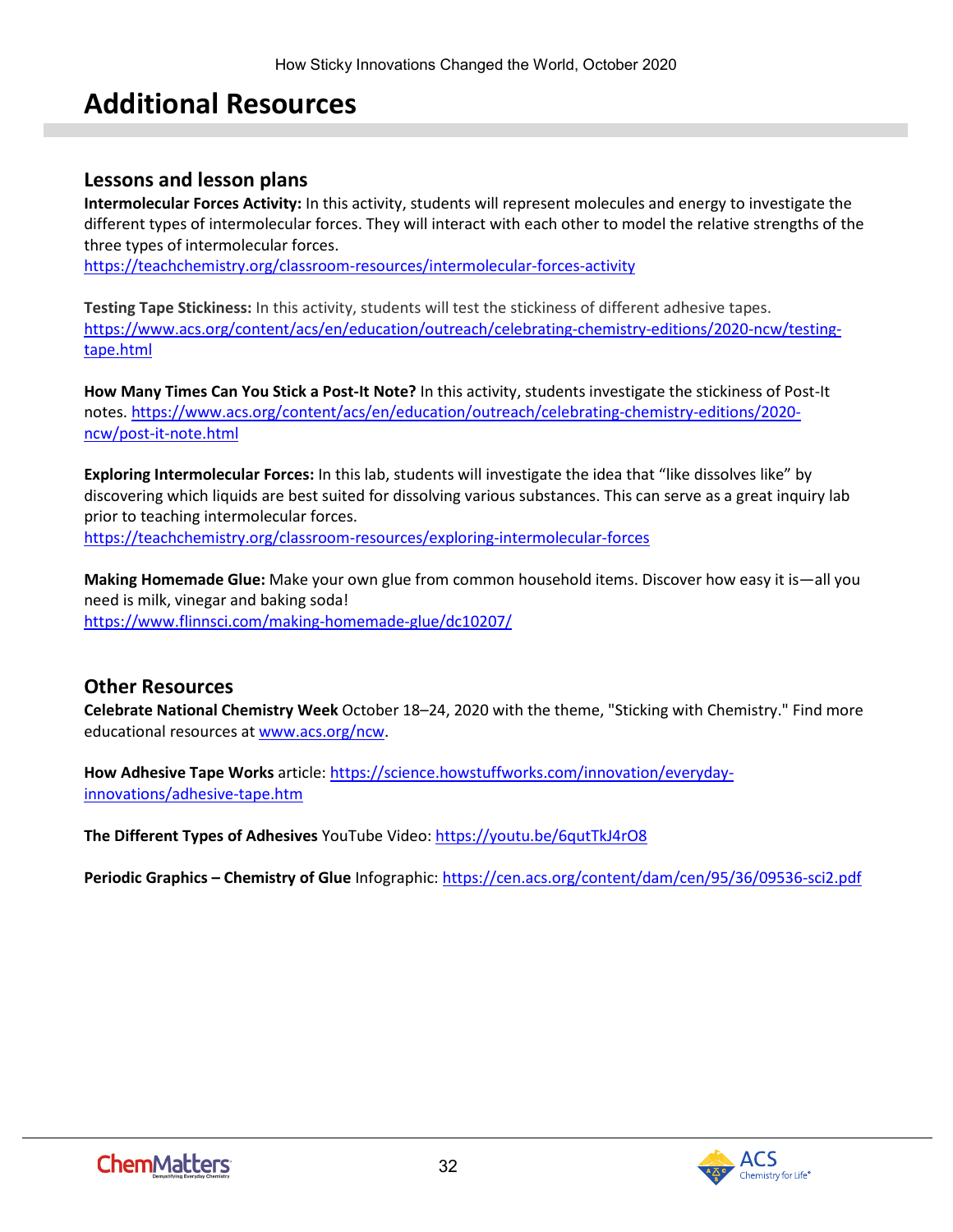# Additional Resources

## Lessons and lesson plans

**Intermolecular Forces Activity:** In this activity, students will represent molecules and energy to investigate the different types of intermolecular forces. They will interact with each other to model the relative strengths of the three types of intermolecular forces.
https://teachchemistry.org/classroom-resources/intermolecular-forces-activity

**Testing Tape Stickiness:** In this activity, students will test the stickiness of different adhesive tapes.
https://www.acs.org/content/acs/en/education/outreach/celebrating-chemistry-editions/2020-ncw/testing-tape.html

**How Many Times Can You Stick a Post-It Note?** In this activity, students investigate the stickiness of Post-It notes. https://www.acs.org/content/acs/en/education/outreach/celebrating-chemistry-editions/2020-ncw/post-it-note.html

**Exploring Intermolecular Forces:** In this lab, students will investigate the idea that "like dissolves like" by discovering which liquids are best suited for dissolving various substances. This can serve as a great inquiry lab prior to teaching intermolecular forces.
https://teachchemistry.org/classroom-resources/exploring-intermolecular-forces

**Making Homemade Glue:** Make your own glue from common household items. Discover how easy it is—all you need is milk, vinegar and baking soda!
https://www.flinnsci.com/making-homemade-glue/dc10207/

## Other Resources

**Celebrate National Chemistry Week** October 18–24, 2020 with the theme, "Sticking with Chemistry." Find more educational resources at www.acs.org/ncw.

**How Adhesive Tape Works** article: https://science.howstuffworks.com/innovation/everyday-innovations/adhesive-tape.htm

**The Different Types of Adhesives** YouTube Video: https://youtu.be/6qutTkJ4rO8

**Periodic Graphics – Chemistry of Glue** Infographic: https://cen.acs.org/content/dam/cen/95/36/09536-sci2.pdf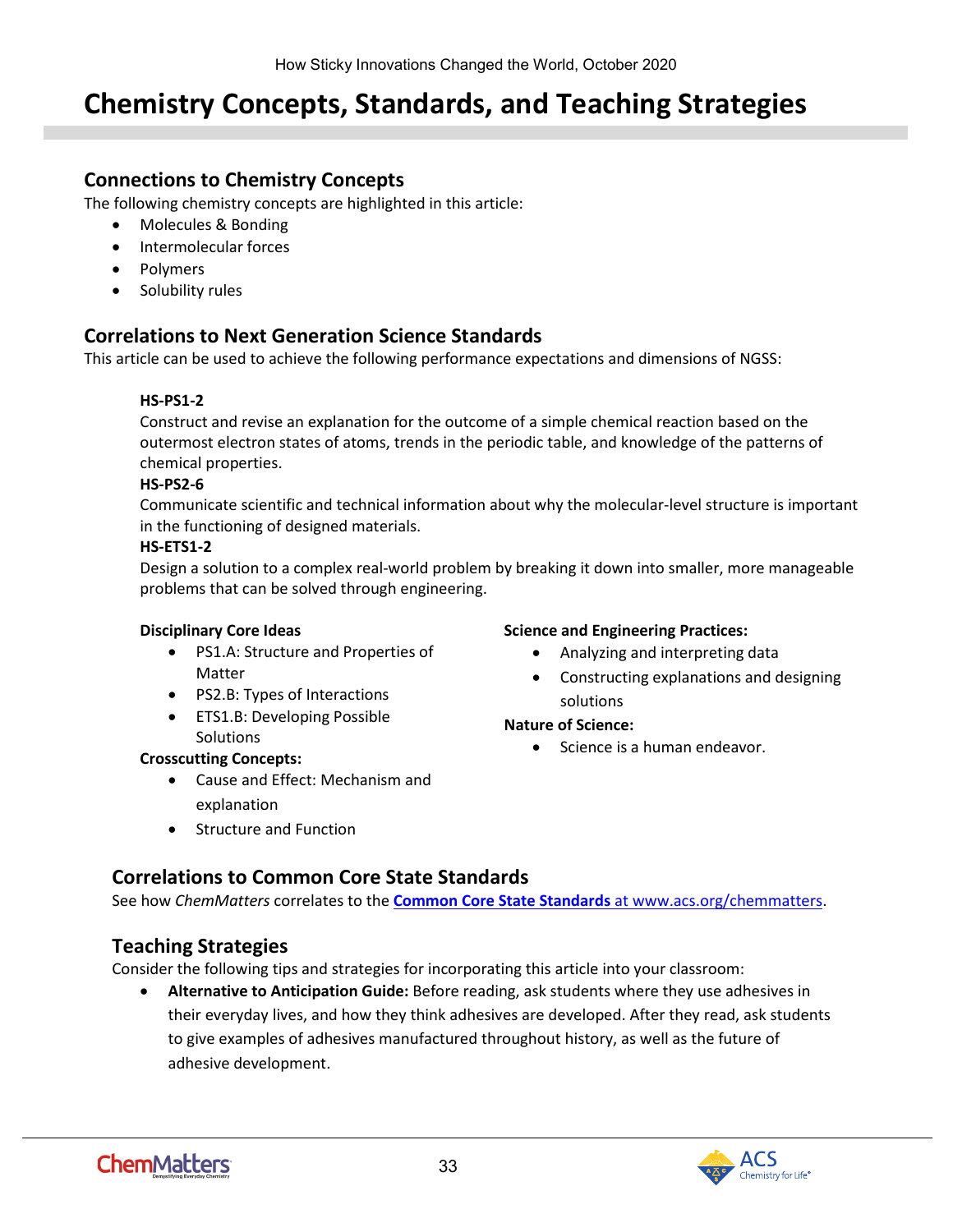# Chemistry Concepts, Standards, and Teaching Strategies

## Connections to Chemistry Concepts

The following chemistry concepts are highlighted in this article:

- Molecules & Bonding
- Intermolecular forces
- Polymers
- Solubility rules

## Correlations to Next Generation Science Standards

This article can be used to achieve the following performance expectations and dimensions of NGSS:

**HS-PS1-2**
Construct and revise an explanation for the outcome of a simple chemical reaction based on the outermost electron states of atoms, trends in the periodic table, and knowledge of the patterns of chemical properties.

**HS-PS2-6**
Communicate scientific and technical information about why the molecular-level structure is important in the functioning of designed materials.

**HS-ETS1-2**
Design a solution to a complex real-world problem by breaking it down into smaller, more manageable problems that can be solved through engineering.

**Disciplinary Core Ideas**

- PS1.A: Structure and Properties of Matter
- PS2.B: Types of Interactions
- ETS1.B: Developing Possible Solutions

**Crosscutting Concepts:**

- Cause and Effect: Mechanism and explanation
- Structure and Function

**Science and Engineering Practices:**

- Analyzing and interpreting data
- Constructing explanations and designing solutions

**Nature of Science:**

- Science is a human endeavor.

## Correlations to Common Core State Standards

See how *ChemMatters* correlates to the **Common Core State Standards** at www.acs.org/chemmatters.

## Teaching Strategies

Consider the following tips and strategies for incorporating this article into your classroom:

- **Alternative to Anticipation Guide:** Before reading, ask students where they use adhesives in their everyday lives, and how they think adhesives are developed. After they read, ask students to give examples of adhesives manufactured throughout history, as well as the future of adhesive development.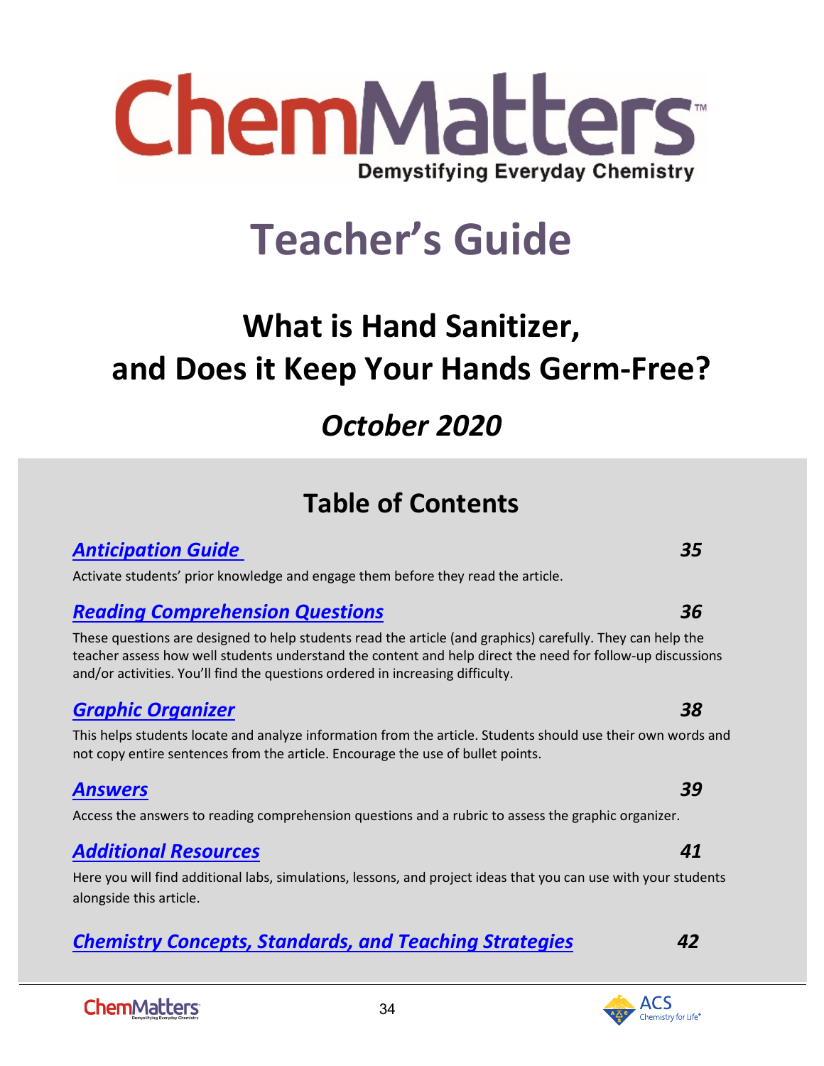# ChemMatters

Demystifying Everyday Chemistry

# Teacher's Guide

## What is Hand Sanitizer, and Does it Keep Your Hands Germ-Free?

## *October 2020*

## Table of Contents

***Anticipation Guide*** — ***35***

Activate students' prior knowledge and engage them before they read the article.

***Reading Comprehension Questions*** — ***36***

These questions are designed to help students read the article (and graphics) carefully. They can help the teacher assess how well students understand the content and help direct the need for follow-up discussions and/or activities. You'll find the questions ordered in increasing difficulty.

***Graphic Organizer*** — ***38***

This helps students locate and analyze information from the article. Students should use their own words and not copy entire sentences from the article. Encourage the use of bullet points.

***Answers*** — ***39***

Access the answers to reading comprehension questions and a rubric to assess the graphic organizer.

***Additional Resources*** — ***41***

Here you will find additional labs, simulations, lessons, and project ideas that you can use with your students alongside this article.

***Chemistry Concepts, Standards, and Teaching Strategies*** — ***42***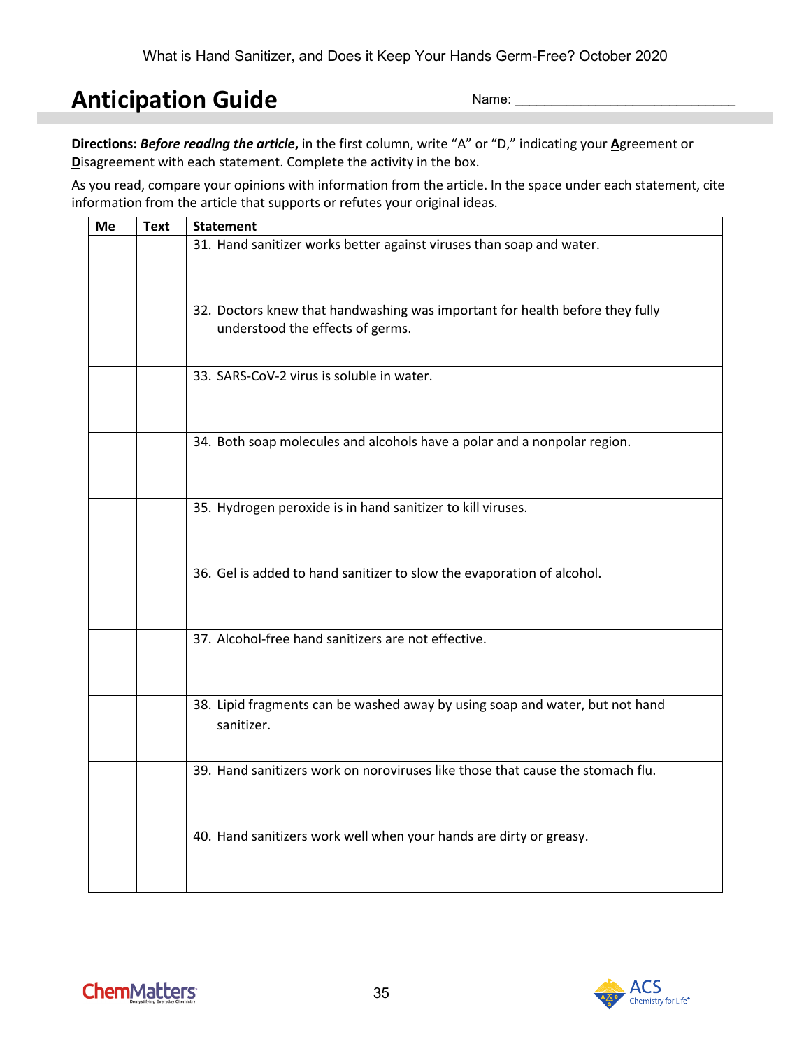# Anticipation Guide

Name: ______________________________

**Directions:** ***Before reading the article***, in the first column, write "A" or "D," indicating your **A**greement or **D**isagreement with each statement. Complete the activity in the box.

As you read, compare your opinions with information from the article. In the space under each statement, cite information from the article that supports or refutes your original ideas.

| Me | Text | Statement |
| --- | --- | --- |
| | | 31. Hand sanitizer works better against viruses than soap and water. |
| | | 32. Doctors knew that handwashing was important for health before they fully understood the effects of germs. |
| | | 33. SARS-CoV-2 virus is soluble in water. |
| | | 34. Both soap molecules and alcohols have a polar and a nonpolar region. |
| | | 35. Hydrogen peroxide is in hand sanitizer to kill viruses. |
| | | 36. Gel is added to hand sanitizer to slow the evaporation of alcohol. |
| | | 37. Alcohol-free hand sanitizers are not effective. |
| | | 38. Lipid fragments can be washed away by using soap and water, but not hand sanitizer. |
| | | 39. Hand sanitizers work on noroviruses like those that cause the stomach flu. |
| | | 40. Hand sanitizers work well when your hands are dirty or greasy. |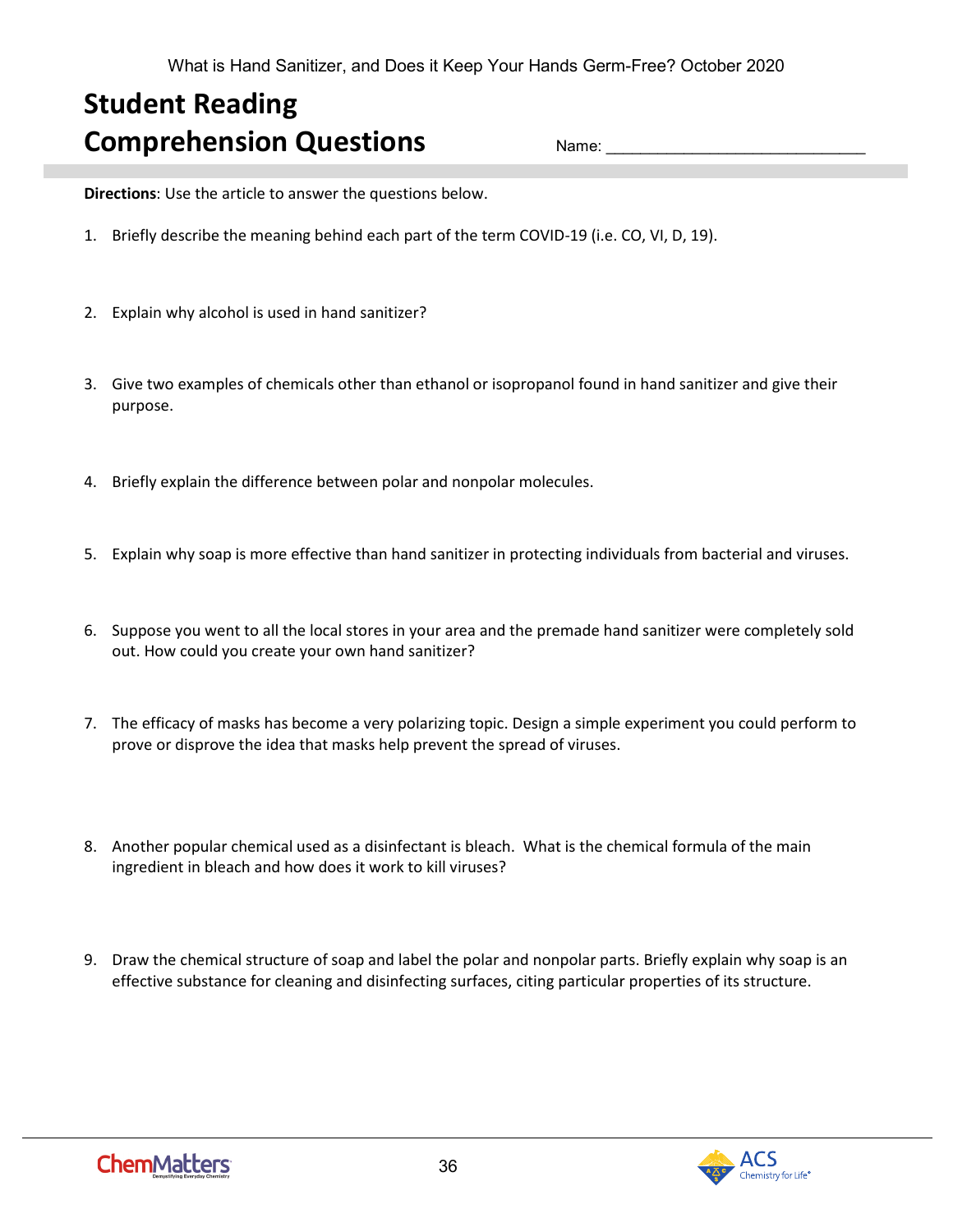# Student Reading Comprehension Questions

Name: ______________________________

**Directions**: Use the article to answer the questions below.

1. Briefly describe the meaning behind each part of the term COVID-19 (i.e. CO, VI, D, 19).

2. Explain why alcohol is used in hand sanitizer?

3. Give two examples of chemicals other than ethanol or isopropanol found in hand sanitizer and give their purpose.

4. Briefly explain the difference between polar and nonpolar molecules.

5. Explain why soap is more effective than hand sanitizer in protecting individuals from bacterial and viruses.

6. Suppose you went to all the local stores in your area and the premade hand sanitizer were completely sold out. How could you create your own hand sanitizer?

7. The efficacy of masks has become a very polarizing topic. Design a simple experiment you could perform to prove or disprove the idea that masks help prevent the spread of viruses.

8. Another popular chemical used as a disinfectant is bleach. What is the chemical formula of the main ingredient in bleach and how does it work to kill viruses?

9. Draw the chemical structure of soap and label the polar and nonpolar parts. Briefly explain why soap is an effective substance for cleaning and disinfecting surfaces, citing particular properties of its structure.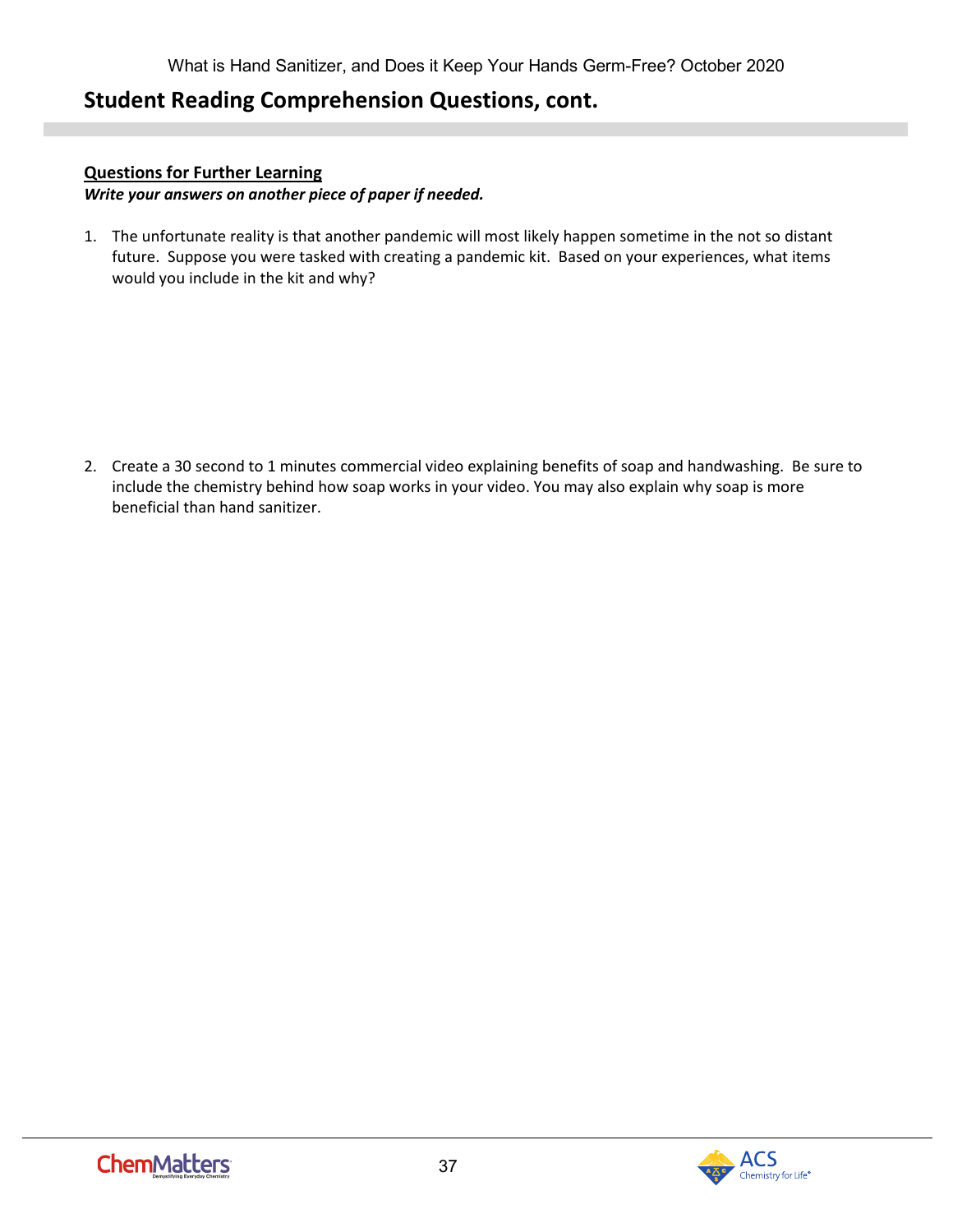## Student Reading Comprehension Questions, cont.

**Questions for Further Learning**

***Write your answers on another piece of paper if needed.***

1. The unfortunate reality is that another pandemic will most likely happen sometime in the not so distant future. Suppose you were tasked with creating a pandemic kit. Based on your experiences, what items would you include in the kit and why?

2. Create a 30 second to 1 minutes commercial video explaining benefits of soap and handwashing. Be sure to include the chemistry behind how soap works in your video. You may also explain why soap is more beneficial than hand sanitizer.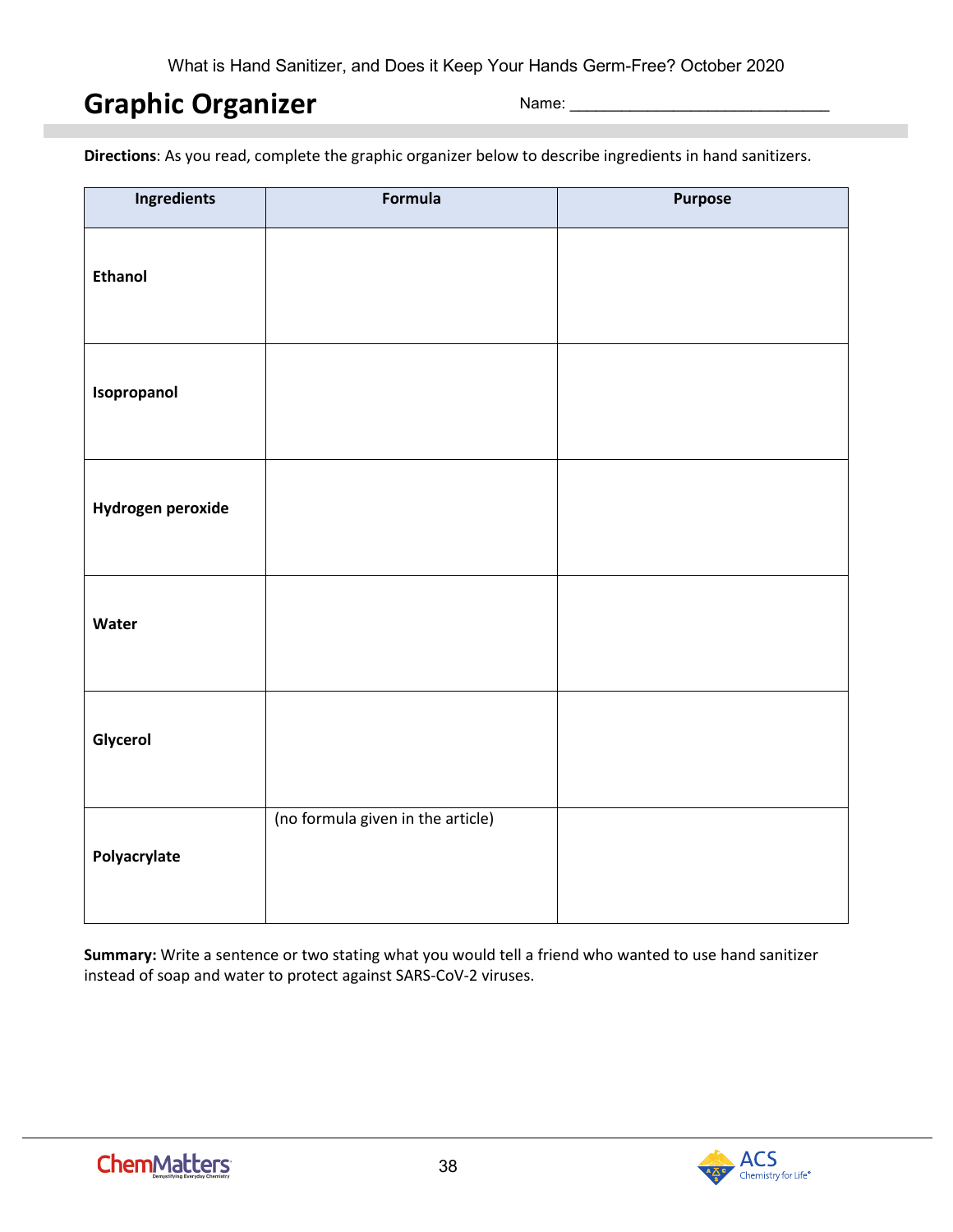# Graphic Organizer

Name: ______________________________

**Directions**: As you read, complete the graphic organizer below to describe ingredients in hand sanitizers.

| Ingredients | Formula | Purpose |
|---|---|---|
| **Ethanol** | | |
| **Isopropanol** | | |
| **Hydrogen peroxide** | | |
| **Water** | | |
| **Glycerol** | | |
| **Polyacrylate** | (no formula given in the article) | |

**Summary:** Write a sentence or two stating what you would tell a friend who wanted to use hand sanitizer instead of soap and water to protect against SARS-CoV-2 viruses.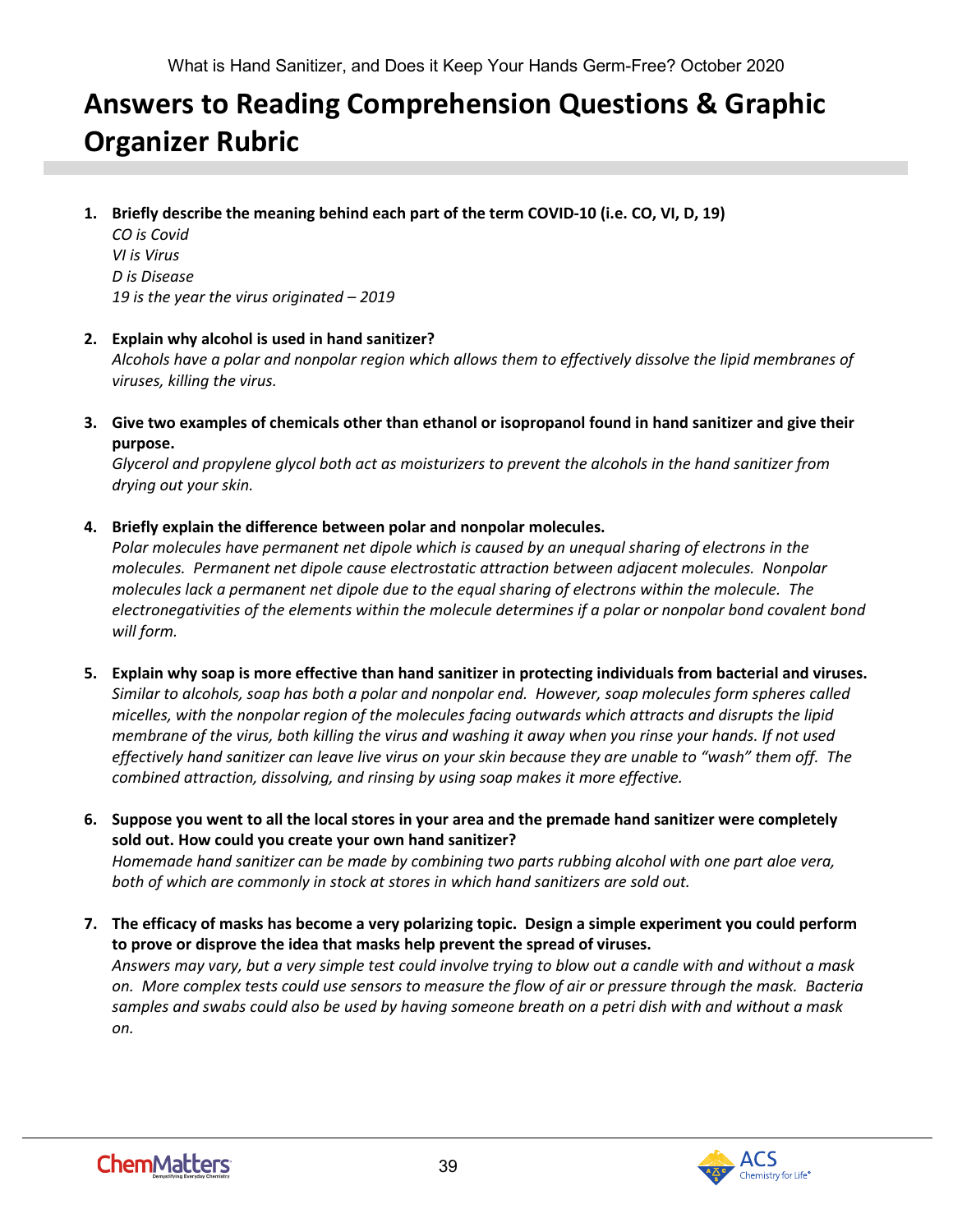# Answers to Reading Comprehension Questions & Graphic Organizer Rubric

1. **Briefly describe the meaning behind each part of the term COVID-10 (i.e. CO, VI, D, 19)**
   *CO is Covid*
   *VI is Virus*
   *D is Disease*
   *19 is the year the virus originated – 2019*

2. **Explain why alcohol is used in hand sanitizer?**
   *Alcohols have a polar and nonpolar region which allows them to effectively dissolve the lipid membranes of viruses, killing the virus.*

3. **Give two examples of chemicals other than ethanol or isopropanol found in hand sanitizer and give their purpose.**
   *Glycerol and propylene glycol both act as moisturizers to prevent the alcohols in the hand sanitizer from drying out your skin.*

4. **Briefly explain the difference between polar and nonpolar molecules.**
   *Polar molecules have permanent net dipole which is caused by an unequal sharing of electrons in the molecules. Permanent net dipole cause electrostatic attraction between adjacent molecules. Nonpolar molecules lack a permanent net dipole due to the equal sharing of electrons within the molecule. The electronegativities of the elements within the molecule determines if a polar or nonpolar bond covalent bond will form.*

5. **Explain why soap is more effective than hand sanitizer in protecting individuals from bacterial and viruses.**
   *Similar to alcohols, soap has both a polar and nonpolar end. However, soap molecules form spheres called micelles, with the nonpolar region of the molecules facing outwards which attracts and disrupts the lipid membrane of the virus, both killing the virus and washing it away when you rinse your hands. If not used effectively hand sanitizer can leave live virus on your skin because they are unable to "wash" them off. The combined attraction, dissolving, and rinsing by using soap makes it more effective.*

6. **Suppose you went to all the local stores in your area and the premade hand sanitizer were completely sold out. How could you create your own hand sanitizer?**
   *Homemade hand sanitizer can be made by combining two parts rubbing alcohol with one part aloe vera, both of which are commonly in stock at stores in which hand sanitizers are sold out.*

7. **The efficacy of masks has become a very polarizing topic. Design a simple experiment you could perform to prove or disprove the idea that masks help prevent the spread of viruses.**
   *Answers may vary, but a very simple test could involve trying to blow out a candle with and without a mask on. More complex tests could use sensors to measure the flow of air or pressure through the mask. Bacteria samples and swabs could also be used by having someone breath on a petri dish with and without a mask on.*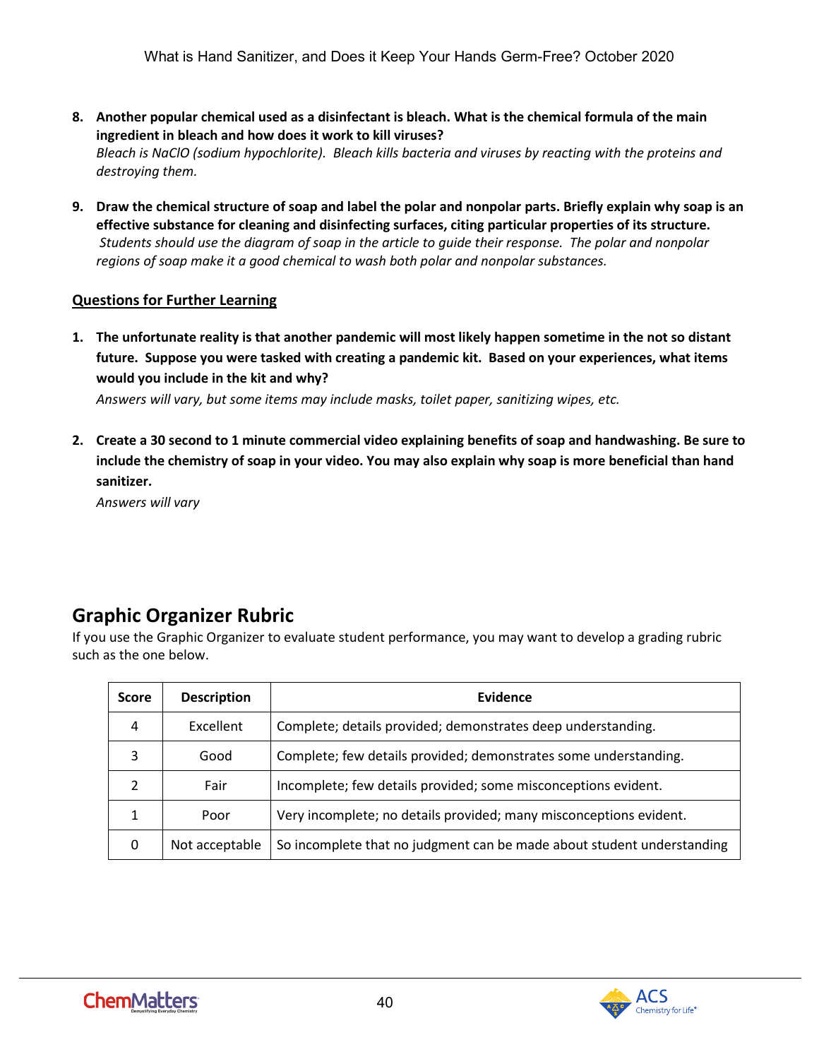8. **Another popular chemical used as a disinfectant is bleach. What is the chemical formula of the main ingredient in bleach and how does it work to kill viruses?**
   *Bleach is NaClO (sodium hypochlorite). Bleach kills bacteria and viruses by reacting with the proteins and destroying them.*

9. **Draw the chemical structure of soap and label the polar and nonpolar parts. Briefly explain why soap is an effective substance for cleaning and disinfecting surfaces, citing particular properties of its structure.**
   *Students should use the diagram of soap in the article to guide their response. The polar and nonpolar regions of soap make it a good chemical to wash both polar and nonpolar substances.*

**Questions for Further Learning**

1. **The unfortunate reality is that another pandemic will most likely happen sometime in the not so distant future. Suppose you were tasked with creating a pandemic kit. Based on your experiences, what items would you include in the kit and why?**
   *Answers will vary, but some items may include masks, toilet paper, sanitizing wipes, etc.*

2. **Create a 30 second to 1 minute commercial video explaining benefits of soap and handwashing. Be sure to include the chemistry of soap in your video. You may also explain why soap is more beneficial than hand sanitizer.**
   *Answers will vary*

## Graphic Organizer Rubric

If you use the Graphic Organizer to evaluate student performance, you may want to develop a grading rubric such as the one below.

| Score | Description | Evidence |
|---|---|---|
| 4 | Excellent | Complete; details provided; demonstrates deep understanding. |
| 3 | Good | Complete; few details provided; demonstrates some understanding. |
| 2 | Fair | Incomplete; few details provided; some misconceptions evident. |
| 1 | Poor | Very incomplete; no details provided; many misconceptions evident. |
| 0 | Not acceptable | So incomplete that no judgment can be made about student understanding |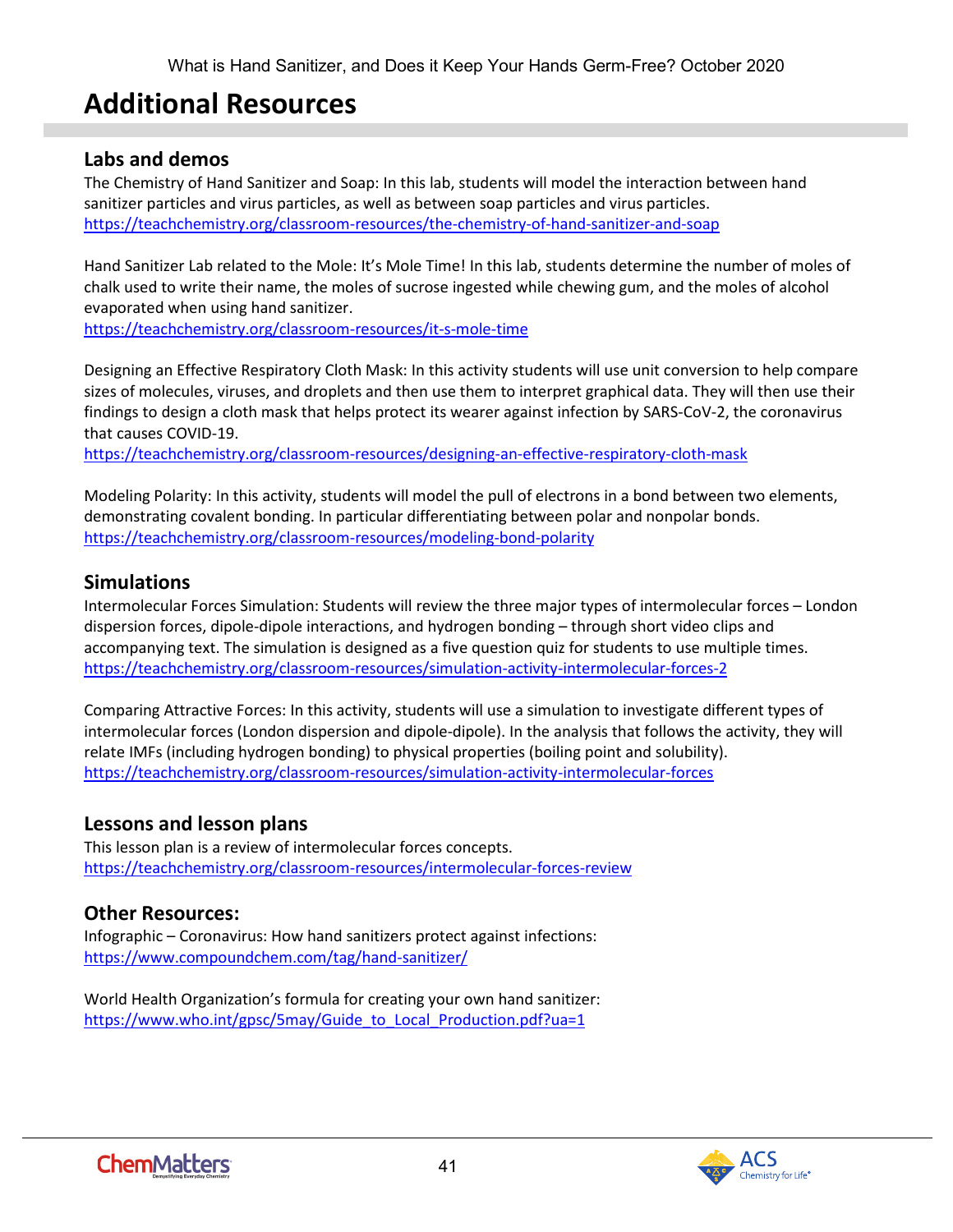# Additional Resources

## Labs and demos

The Chemistry of Hand Sanitizer and Soap: In this lab, students will model the interaction between hand sanitizer particles and virus particles, as well as between soap particles and virus particles.
https://teachchemistry.org/classroom-resources/the-chemistry-of-hand-sanitizer-and-soap

Hand Sanitizer Lab related to the Mole: It's Mole Time! In this lab, students determine the number of moles of chalk used to write their name, the moles of sucrose ingested while chewing gum, and the moles of alcohol evaporated when using hand sanitizer.
https://teachchemistry.org/classroom-resources/it-s-mole-time

Designing an Effective Respiratory Cloth Mask: In this activity students will use unit conversion to help compare sizes of molecules, viruses, and droplets and then use them to interpret graphical data. They will then use their findings to design a cloth mask that helps protect its wearer against infection by SARS-CoV-2, the coronavirus that causes COVID-19.
https://teachchemistry.org/classroom-resources/designing-an-effective-respiratory-cloth-mask

Modeling Polarity: In this activity, students will model the pull of electrons in a bond between two elements, demonstrating covalent bonding. In particular differentiating between polar and nonpolar bonds.
https://teachchemistry.org/classroom-resources/modeling-bond-polarity

## Simulations

Intermolecular Forces Simulation: Students will review the three major types of intermolecular forces – London dispersion forces, dipole-dipole interactions, and hydrogen bonding – through short video clips and accompanying text. The simulation is designed as a five question quiz for students to use multiple times.
https://teachchemistry.org/classroom-resources/simulation-activity-intermolecular-forces-2

Comparing Attractive Forces: In this activity, students will use a simulation to investigate different types of intermolecular forces (London dispersion and dipole-dipole). In the analysis that follows the activity, they will relate IMFs (including hydrogen bonding) to physical properties (boiling point and solubility).
https://teachchemistry.org/classroom-resources/simulation-activity-intermolecular-forces

## Lessons and lesson plans

This lesson plan is a review of intermolecular forces concepts.
https://teachchemistry.org/classroom-resources/intermolecular-forces-review

## Other Resources:

Infographic – Coronavirus: How hand sanitizers protect against infections:
https://www.compoundchem.com/tag/hand-sanitizer/

World Health Organization's formula for creating your own hand sanitizer:
https://www.who.int/gpsc/5may/Guide_to_Local_Production.pdf?ua=1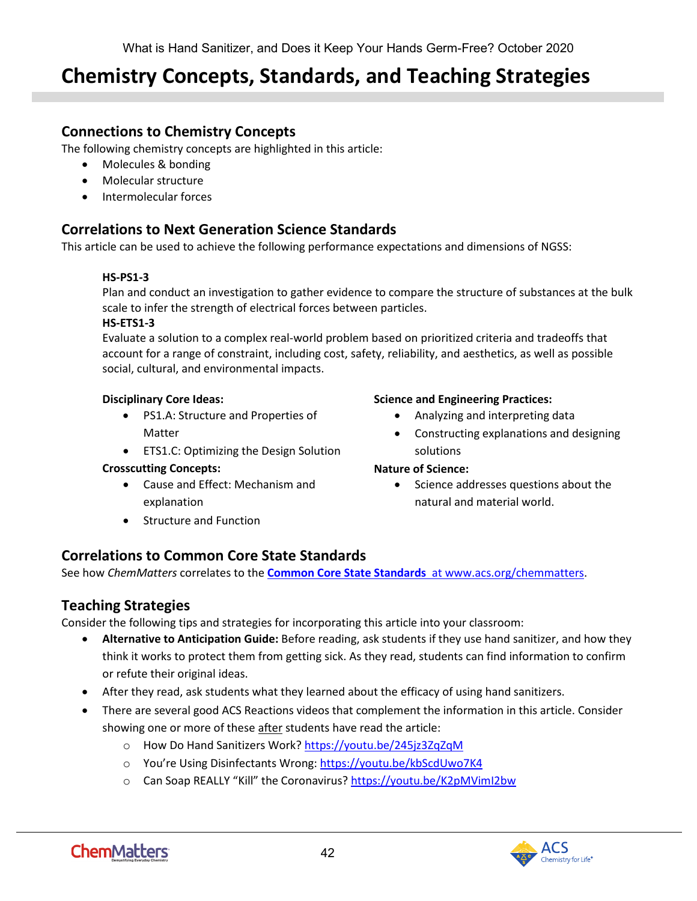# Chemistry Concepts, Standards, and Teaching Strategies

## Connections to Chemistry Concepts

The following chemistry concepts are highlighted in this article:

- Molecules & bonding
- Molecular structure
- Intermolecular forces

## Correlations to Next Generation Science Standards

This article can be used to achieve the following performance expectations and dimensions of NGSS:

**HS-PS1-3**
Plan and conduct an investigation to gather evidence to compare the structure of substances at the bulk scale to infer the strength of electrical forces between particles.

**HS-ETS1-3**
Evaluate a solution to a complex real-world problem based on prioritized criteria and tradeoffs that account for a range of constraint, including cost, safety, reliability, and aesthetics, as well as possible social, cultural, and environmental impacts.

**Disciplinary Core Ideas:**

- PS1.A: Structure and Properties of Matter
- ETS1.C: Optimizing the Design Solution

**Crosscutting Concepts:**

- Cause and Effect: Mechanism and explanation
- Structure and Function

**Science and Engineering Practices:**

- Analyzing and interpreting data
- Constructing explanations and designing solutions

**Nature of Science:**

- Science addresses questions about the natural and material world.

## Correlations to Common Core State Standards

See how *ChemMatters* correlates to the **Common Core State Standards** at www.acs.org/chemmatters.

## Teaching Strategies

Consider the following tips and strategies for incorporating this article into your classroom:

- **Alternative to Anticipation Guide:** Before reading, ask students if they use hand sanitizer, and how they think it works to protect them from getting sick. As they read, students can find information to confirm or refute their original ideas.
- After they read, ask students what they learned about the efficacy of using hand sanitizers.
- There are several good ACS Reactions videos that complement the information in this article. Consider showing one or more of these after students have read the article:
  - How Do Hand Sanitizers Work? https://youtu.be/245jz3ZqZqM
  - You're Using Disinfectants Wrong: https://youtu.be/kbScdUwo7K4
  - Can Soap REALLY "Kill" the Coronavirus? https://youtu.be/K2pMVimI2bw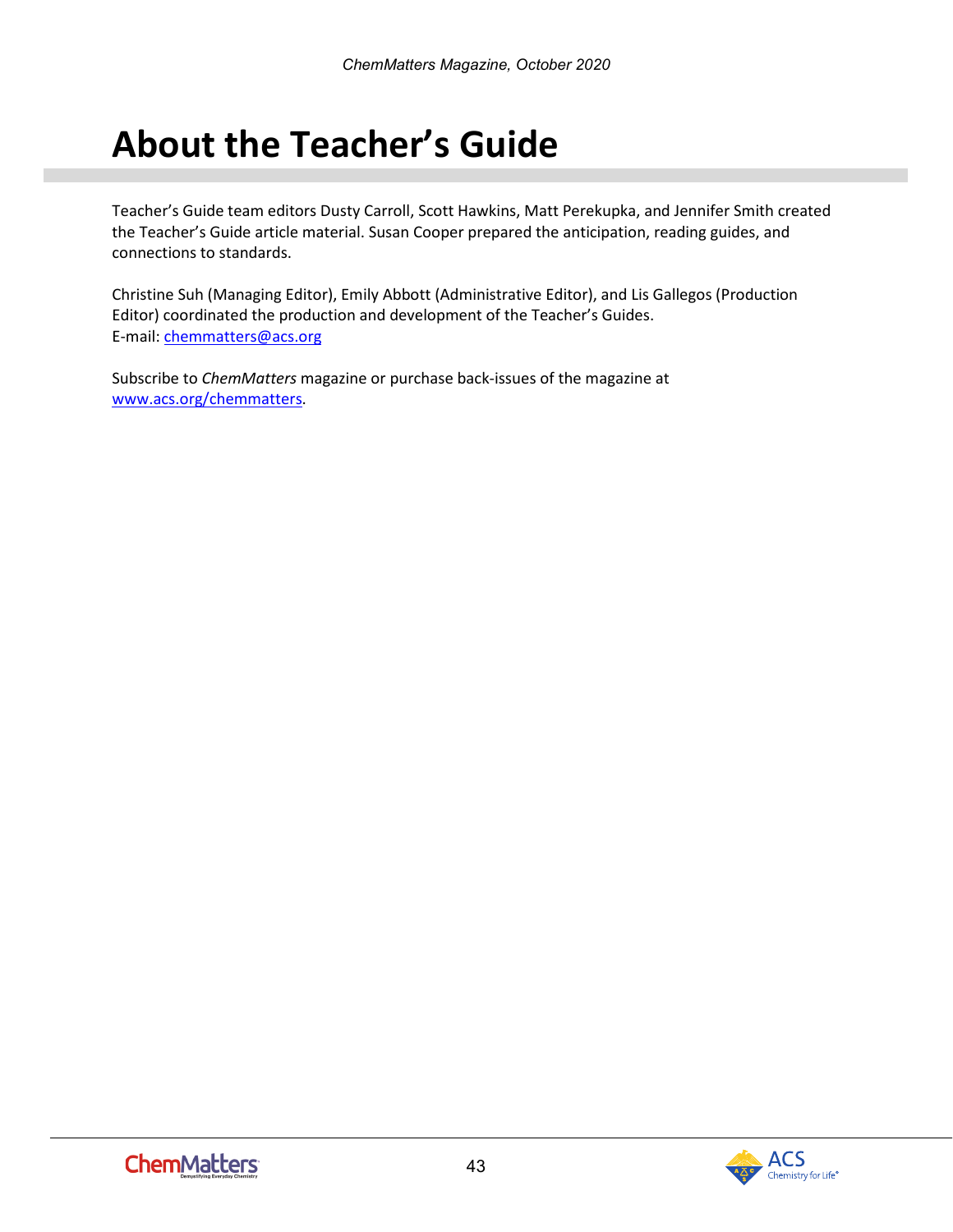# About the Teacher's Guide

Teacher's Guide team editors Dusty Carroll, Scott Hawkins, Matt Perekupka, and Jennifer Smith created the Teacher's Guide article material. Susan Cooper prepared the anticipation, reading guides, and connections to standards.

Christine Suh (Managing Editor), Emily Abbott (Administrative Editor), and Lis Gallegos (Production Editor) coordinated the production and development of the Teacher's Guides.
E-mail: chemmatters@acs.org

Subscribe to *ChemMatters* magazine or purchase back-issues of the magazine at www.acs.org/chemmatters.